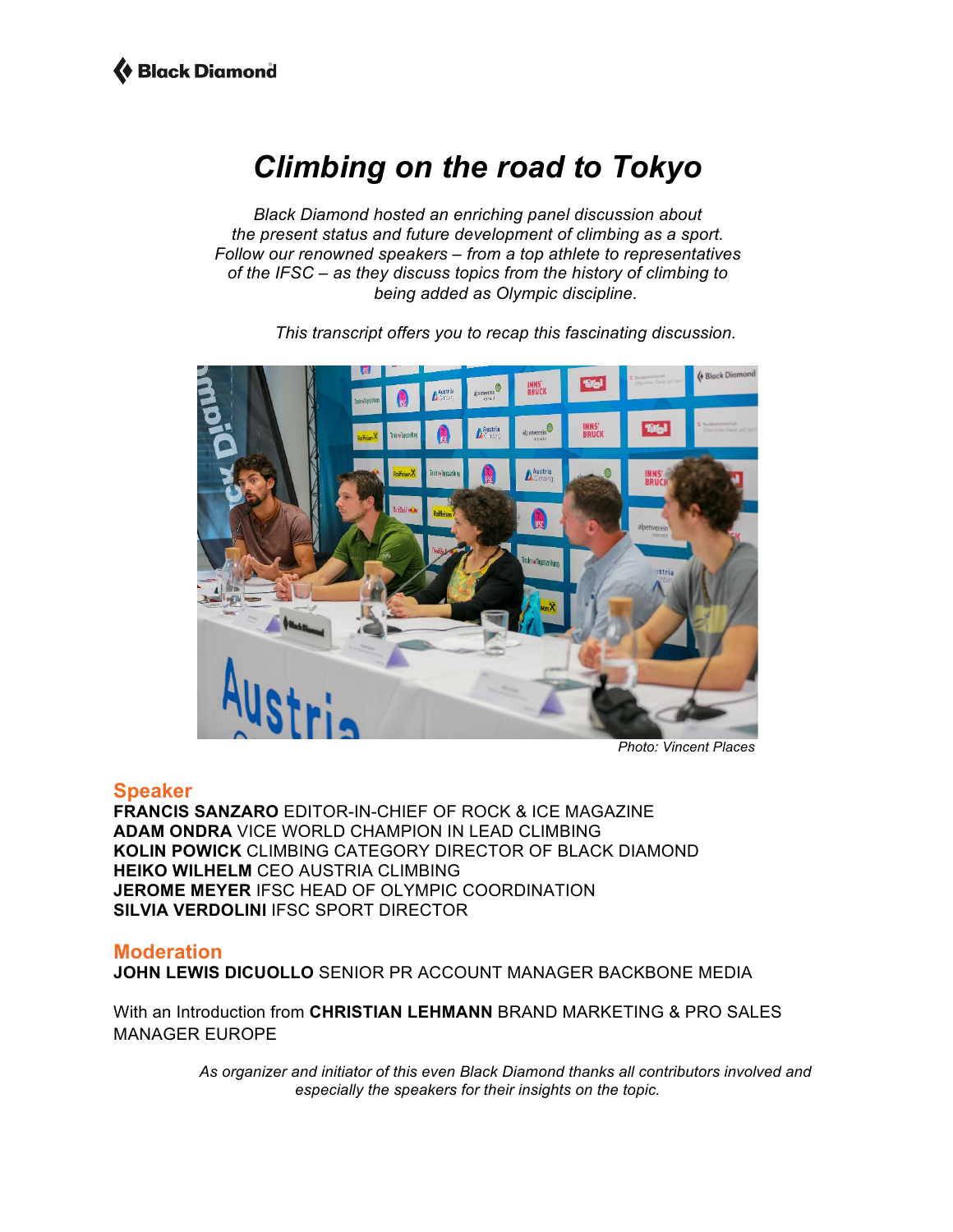# Climbing on the road to Tokyo

*Black Diamond hosted an enriching panel discussion about the present status and future development of climbing as a sport. Follow our renowned speakers – from a top athlete to representatives of the IFSC – as they discuss topics from the history of climbing to being added as Olympic discipline.*

*This transcript offers you to recap this fascinating discussion.*

*Photo: Vincent Places*

## Speaker

**FRANCIS SANZARO** EDITOR-IN-CHIEF OF ROCK & ICE MAGAZINE
**ADAM ONDRA** VICE WORLD CHAMPION IN LEAD CLIMBING
**KOLIN POWICK** CLIMBING CATEGORY DIRECTOR OF BLACK DIAMOND
**HEIKO WILHELM** CEO AUSTRIA CLIMBING
**JEROME MEYER** IFSC HEAD OF OLYMPIC COORDINATION
**SILVIA VERDOLINI** IFSC SPORT DIRECTOR

## Moderation

**JOHN LEWIS DICUOLLO** SENIOR PR ACCOUNT MANAGER BACKBONE MEDIA

With an Introduction from **CHRISTIAN LEHMANN** BRAND MARKETING & PRO SALES MANAGER EUROPE

*As organizer and initiator of this even Black Diamond thanks all contributors involved and especially the speakers for their insights on the topic.*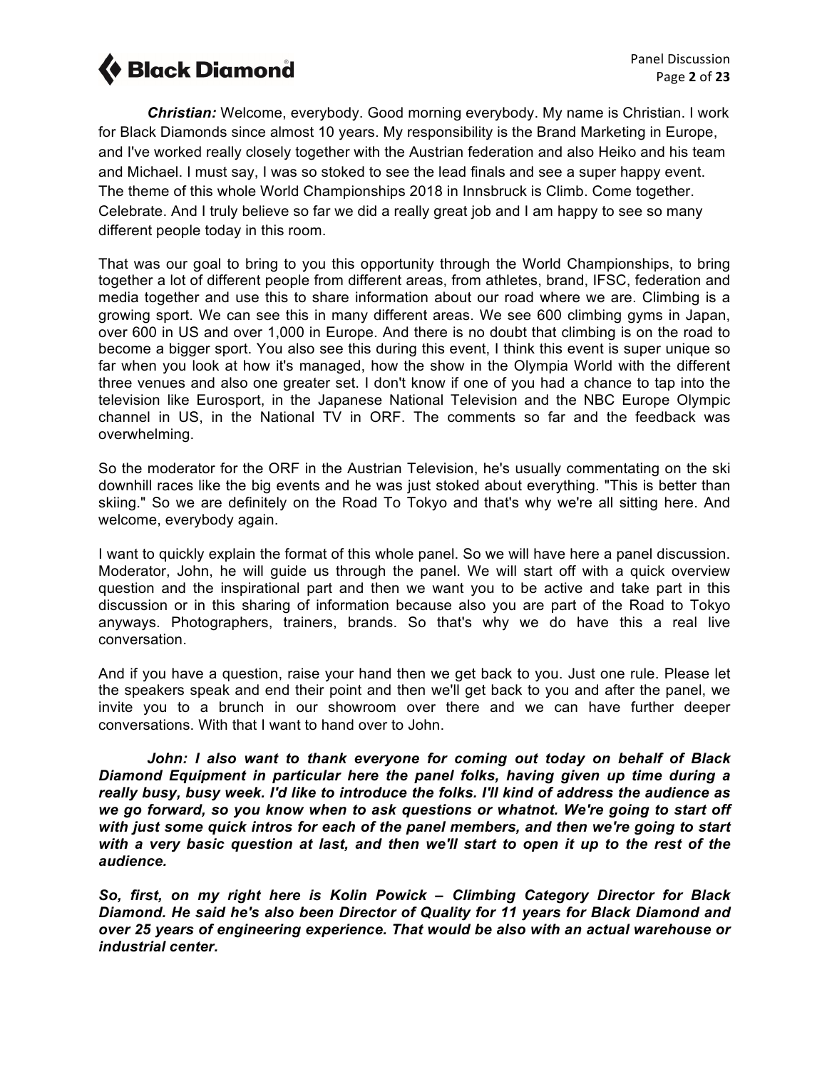***Christian:*** Welcome, everybody. Good morning everybody. My name is Christian. I work for Black Diamonds since almost 10 years. My responsibility is the Brand Marketing in Europe, and I've worked really closely together with the Austrian federation and also Heiko and his team and Michael. I must say, I was so stoked to see the lead finals and see a super happy event. The theme of this whole World Championships 2018 in Innsbruck is Climb. Come together. Celebrate. And I truly believe so far we did a really great job and I am happy to see so many different people today in this room.

That was our goal to bring to you this opportunity through the World Championships, to bring together a lot of different people from different areas, from athletes, brand, IFSC, federation and media together and use this to share information about our road where we are. Climbing is a growing sport. We can see this in many different areas. We see 600 climbing gyms in Japan, over 600 in US and over 1,000 in Europe. And there is no doubt that climbing is on the road to become a bigger sport. You also see this during this event, I think this event is super unique so far when you look at how it's managed, how the show in the Olympia World with the different three venues and also one greater set. I don't know if one of you had a chance to tap into the television like Eurosport, in the Japanese National Television and the NBC Europe Olympic channel in US, in the National TV in ORF. The comments so far and the feedback was overwhelming.

So the moderator for the ORF in the Austrian Television, he's usually commentating on the ski downhill races like the big events and he was just stoked about everything. "This is better than skiing." So we are definitely on the Road To Tokyo and that's why we're all sitting here. And welcome, everybody again.

I want to quickly explain the format of this whole panel. So we will have here a panel discussion. Moderator, John, he will guide us through the panel. We will start off with a quick overview question and the inspirational part and then we want you to be active and take part in this discussion or in this sharing of information because also you are part of the Road to Tokyo anyways. Photographers, trainers, brands. So that's why we do have this a real live conversation.

And if you have a question, raise your hand then we get back to you. Just one rule. Please let the speakers speak and end their point and then we'll get back to you and after the panel, we invite you to a brunch in our showroom over there and we can have further deeper conversations. With that I want to hand over to John.

***John: I also want to thank everyone for coming out today on behalf of Black Diamond Equipment in particular here the panel folks, having given up time during a really busy, busy week. I'd like to introduce the folks. I'll kind of address the audience as we go forward, so you know when to ask questions or whatnot. We're going to start off with just some quick intros for each of the panel members, and then we're going to start with a very basic question at last, and then we'll start to open it up to the rest of the audience.***

***So, first, on my right here is Kolin Powick – Climbing Category Director for Black Diamond. He said he's also been Director of Quality for 11 years for Black Diamond and over 25 years of engineering experience. That would be also with an actual warehouse or industrial center.***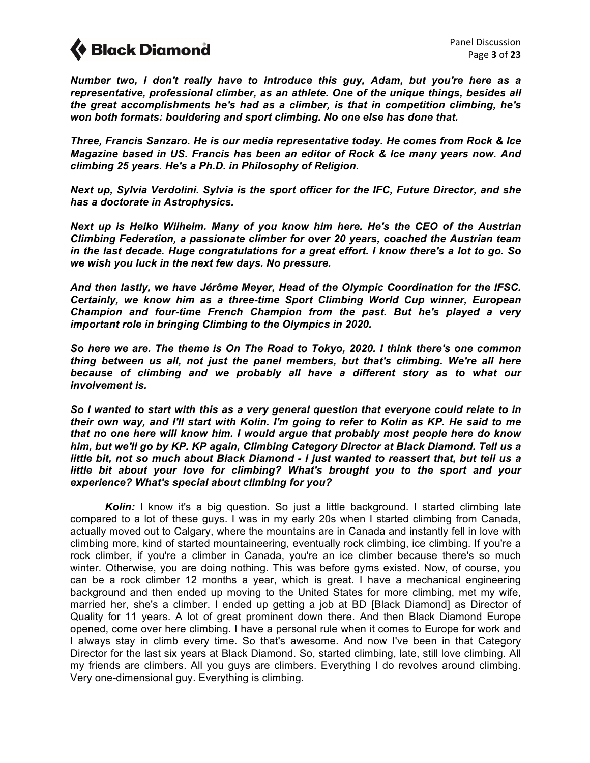***Number two, I don't really have to introduce this guy, Adam, but you're here as a representative, professional climber, as an athlete. One of the unique things, besides all the great accomplishments he's had as a climber, is that in competition climbing, he's won both formats: bouldering and sport climbing. No one else has done that.***

***Three, Francis Sanzaro. He is our media representative today. He comes from Rock & Ice Magazine based in US. Francis has been an editor of Rock & Ice many years now. And climbing 25 years. He's a Ph.D. in Philosophy of Religion.***

***Next up, Sylvia Verdolini. Sylvia is the sport officer for the IFC, Future Director, and she has a doctorate in Astrophysics.***

***Next up is Heiko Wilhelm. Many of you know him here. He's the CEO of the Austrian Climbing Federation, a passionate climber for over 20 years, coached the Austrian team in the last decade. Huge congratulations for a great effort. I know there's a lot to go. So we wish you luck in the next few days. No pressure.***

***And then lastly, we have Jérôme Meyer, Head of the Olympic Coordination for the IFSC. Certainly, we know him as a three-time Sport Climbing World Cup winner, European Champion and four-time French Champion from the past. But he's played a very important role in bringing Climbing to the Olympics in 2020.***

***So here we are. The theme is On The Road to Tokyo, 2020. I think there's one common thing between us all, not just the panel members, but that's climbing. We're all here because of climbing and we probably all have a different story as to what our involvement is.***

***So I wanted to start with this as a very general question that everyone could relate to in their own way, and I'll start with Kolin. I'm going to refer to Kolin as KP. He said to me that no one here will know him. I would argue that probably most people here do know him, but we'll go by KP. KP again, Climbing Category Director at Black Diamond. Tell us a little bit, not so much about Black Diamond - I just wanted to reassert that, but tell us a little bit about your love for climbing? What's brought you to the sport and your experience? What's special about climbing for you?***

***Kolin:*** I know it's a big question. So just a little background. I started climbing late compared to a lot of these guys. I was in my early 20s when I started climbing from Canada, actually moved out to Calgary, where the mountains are in Canada and instantly fell in love with climbing more, kind of started mountaineering, eventually rock climbing, ice climbing. If you're a rock climber, if you're a climber in Canada, you're an ice climber because there's so much winter. Otherwise, you are doing nothing. This was before gyms existed. Now, of course, you can be a rock climber 12 months a year, which is great. I have a mechanical engineering background and then ended up moving to the United States for more climbing, met my wife, married her, she's a climber. I ended up getting a job at BD [Black Diamond] as Director of Quality for 11 years. A lot of great prominent down there. And then Black Diamond Europe opened, come over here climbing. I have a personal rule when it comes to Europe for work and I always stay in climb every time. So that's awesome. And now I've been in that Category Director for the last six years at Black Diamond. So, started climbing, late, still love climbing. All my friends are climbers. All you guys are climbers. Everything I do revolves around climbing. Very one-dimensional guy. Everything is climbing.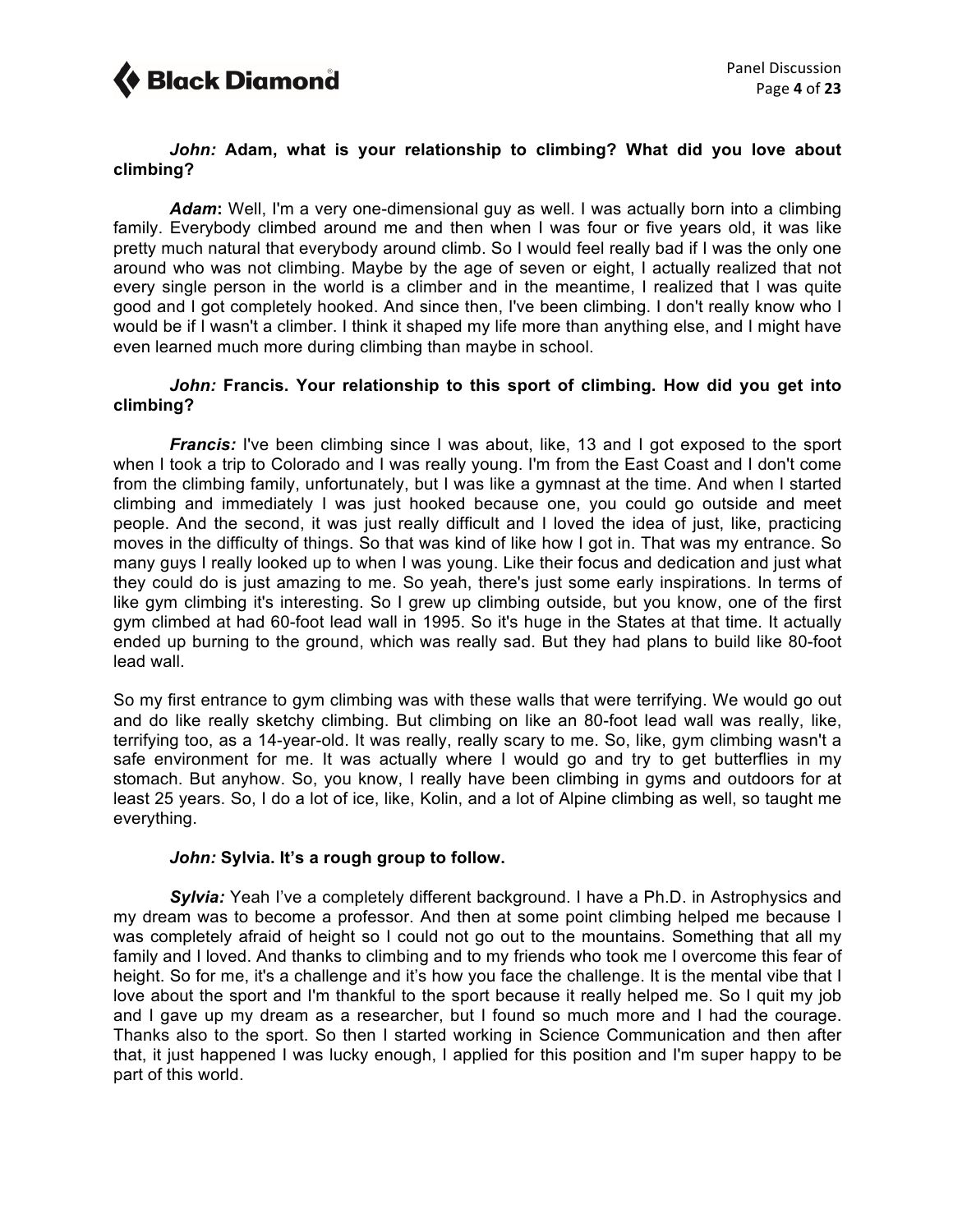***John:* Adam, what is your relationship to climbing? What did you love about climbing?**

***Adam*:** Well, I'm a very one-dimensional guy as well. I was actually born into a climbing family. Everybody climbed around me and then when I was four or five years old, it was like pretty much natural that everybody around climb. So I would feel really bad if I was the only one around who was not climbing. Maybe by the age of seven or eight, I actually realized that not every single person in the world is a climber and in the meantime, I realized that I was quite good and I got completely hooked. And since then, I've been climbing. I don't really know who I would be if I wasn't a climber. I think it shaped my life more than anything else, and I might have even learned much more during climbing than maybe in school.

***John:* Francis. Your relationship to this sport of climbing. How did you get into climbing?**

***Francis:*** I've been climbing since I was about, like, 13 and I got exposed to the sport when I took a trip to Colorado and I was really young. I'm from the East Coast and I don't come from the climbing family, unfortunately, but I was like a gymnast at the time. And when I started climbing and immediately I was just hooked because one, you could go outside and meet people. And the second, it was just really difficult and I loved the idea of just, like, practicing moves in the difficulty of things. So that was kind of like how I got in. That was my entrance. So many guys I really looked up to when I was young. Like their focus and dedication and just what they could do is just amazing to me. So yeah, there's just some early inspirations. In terms of like gym climbing it's interesting. So I grew up climbing outside, but you know, one of the first gym climbed at had 60-foot lead wall in 1995. So it's huge in the States at that time. It actually ended up burning to the ground, which was really sad. But they had plans to build like 80-foot lead wall.

So my first entrance to gym climbing was with these walls that were terrifying. We would go out and do like really sketchy climbing. But climbing on like an 80-foot lead wall was really, like, terrifying too, as a 14-year-old. It was really, really scary to me. So, like, gym climbing wasn't a safe environment for me. It was actually where I would go and try to get butterflies in my stomach. But anyhow. So, you know, I really have been climbing in gyms and outdoors for at least 25 years. So, I do a lot of ice, like, Kolin, and a lot of Alpine climbing as well, so taught me everything.

***John:* Sylvia. It's a rough group to follow.**

***Sylvia:*** Yeah I've a completely different background. I have a Ph.D. in Astrophysics and my dream was to become a professor. And then at some point climbing helped me because I was completely afraid of height so I could not go out to the mountains. Something that all my family and I loved. And thanks to climbing and to my friends who took me I overcome this fear of height. So for me, it's a challenge and it's how you face the challenge. It is the mental vibe that I love about the sport and I'm thankful to the sport because it really helped me. So I quit my job and I gave up my dream as a researcher, but I found so much more and I had the courage. Thanks also to the sport. So then I started working in Science Communication and then after that, it just happened I was lucky enough, I applied for this position and I'm super happy to be part of this world.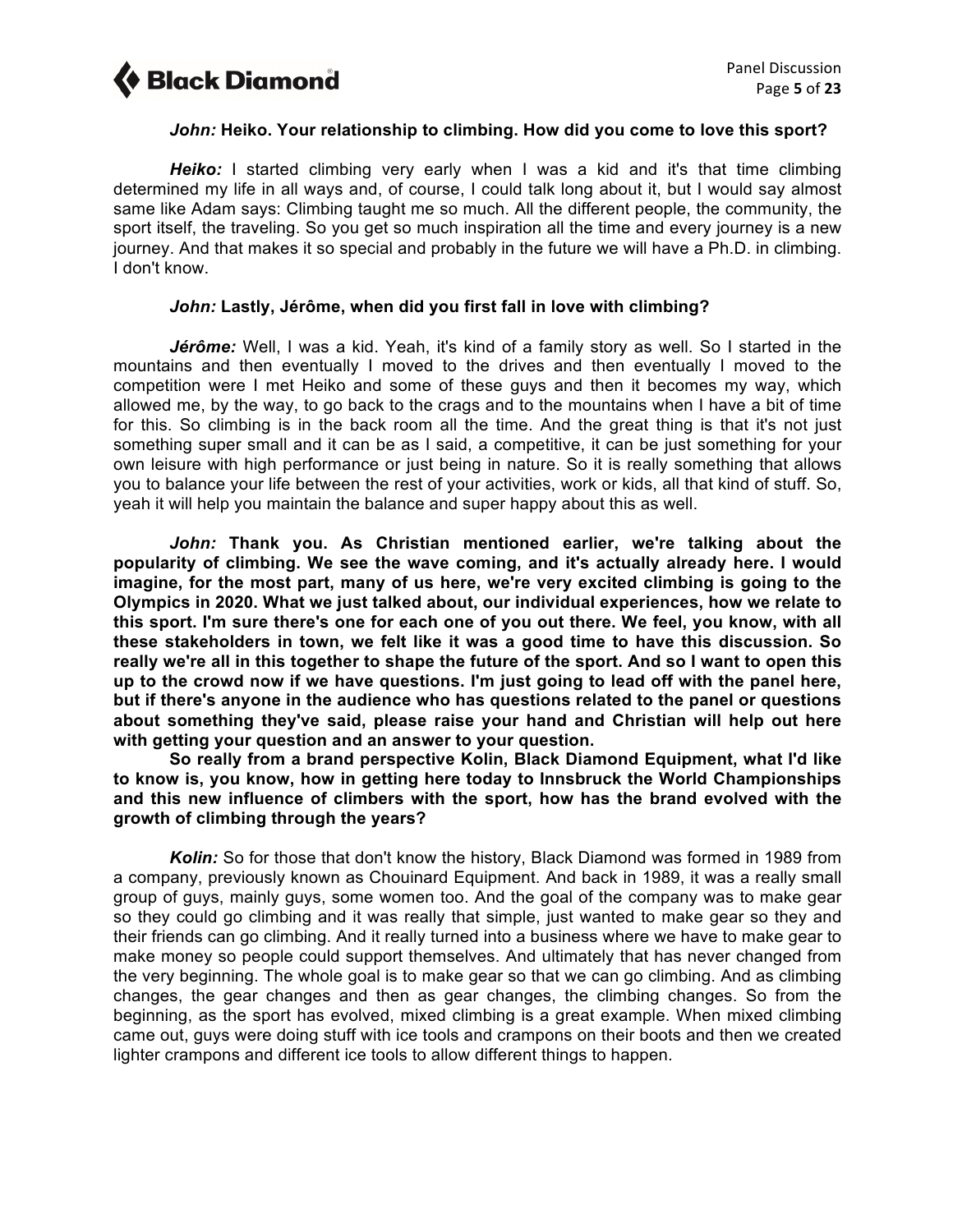***John:*** **Heiko. Your relationship to climbing. How did you come to love this sport?**

***Heiko:*** I started climbing very early when I was a kid and it's that time climbing determined my life in all ways and, of course, I could talk long about it, but I would say almost same like Adam says: Climbing taught me so much. All the different people, the community, the sport itself, the traveling. So you get so much inspiration all the time and every journey is a new journey. And that makes it so special and probably in the future we will have a Ph.D. in climbing. I don't know.

***John:*** **Lastly, Jérôme, when did you first fall in love with climbing?**

***Jérôme:*** Well, I was a kid. Yeah, it's kind of a family story as well. So I started in the mountains and then eventually I moved to the drives and then eventually I moved to the competition were I met Heiko and some of these guys and then it becomes my way, which allowed me, by the way, to go back to the crags and to the mountains when I have a bit of time for this. So climbing is in the back room all the time. And the great thing is that it's not just something super small and it can be as I said, a competitive, it can be just something for your own leisure with high performance or just being in nature. So it is really something that allows you to balance your life between the rest of your activities, work or kids, all that kind of stuff. So, yeah it will help you maintain the balance and super happy about this as well.

***John:*** **Thank you. As Christian mentioned earlier, we're talking about the popularity of climbing. We see the wave coming, and it's actually already here. I would imagine, for the most part, many of us here, we're very excited climbing is going to the Olympics in 2020. What we just talked about, our individual experiences, how we relate to this sport. I'm sure there's one for each one of you out there. We feel, you know, with all these stakeholders in town, we felt like it was a good time to have this discussion. So really we're all in this together to shape the future of the sport. And so I want to open this up to the crowd now if we have questions. I'm just going to lead off with the panel here, but if there's anyone in the audience who has questions related to the panel or questions about something they've said, please raise your hand and Christian will help out here with getting your question and an answer to your question.**

**So really from a brand perspective Kolin, Black Diamond Equipment, what I'd like to know is, you know, how in getting here today to Innsbruck the World Championships and this new influence of climbers with the sport, how has the brand evolved with the growth of climbing through the years?**

***Kolin:*** So for those that don't know the history, Black Diamond was formed in 1989 from a company, previously known as Chouinard Equipment. And back in 1989, it was a really small group of guys, mainly guys, some women too. And the goal of the company was to make gear so they could go climbing and it was really that simple, just wanted to make gear so they and their friends can go climbing. And it really turned into a business where we have to make gear to make money so people could support themselves. And ultimately that has never changed from the very beginning. The whole goal is to make gear so that we can go climbing. And as climbing changes, the gear changes and then as gear changes, the climbing changes. So from the beginning, as the sport has evolved, mixed climbing is a great example. When mixed climbing came out, guys were doing stuff with ice tools and crampons on their boots and then we created lighter crampons and different ice tools to allow different things to happen.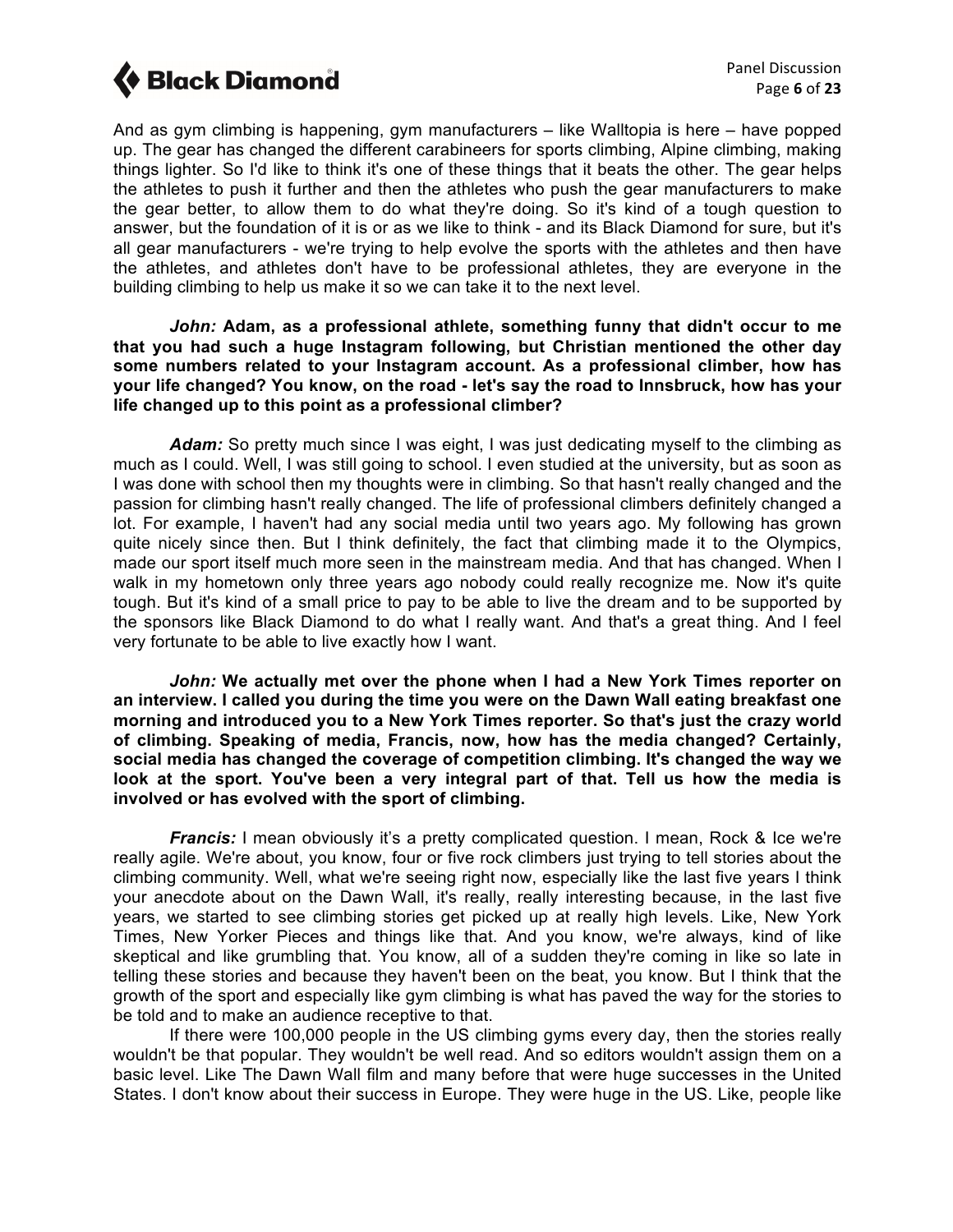And as gym climbing is happening, gym manufacturers – like Walltopia is here – have popped up. The gear has changed the different carabineers for sports climbing, Alpine climbing, making things lighter. So I'd like to think it's one of these things that it beats the other. The gear helps the athletes to push it further and then the athletes who push the gear manufacturers to make the gear better, to allow them to do what they're doing. So it's kind of a tough question to answer, but the foundation of it is or as we like to think - and its Black Diamond for sure, but it's all gear manufacturers - we're trying to help evolve the sports with the athletes and then have the athletes, and athletes don't have to be professional athletes, they are everyone in the building climbing to help us make it so we can take it to the next level.

***John:*** **Adam, as a professional athlete, something funny that didn't occur to me that you had such a huge Instagram following, but Christian mentioned the other day some numbers related to your Instagram account. As a professional climber, how has your life changed? You know, on the road - let's say the road to Innsbruck, how has your life changed up to this point as a professional climber?**

***Adam:*** So pretty much since I was eight, I was just dedicating myself to the climbing as much as I could. Well, I was still going to school. I even studied at the university, but as soon as I was done with school then my thoughts were in climbing. So that hasn't really changed and the passion for climbing hasn't really changed. The life of professional climbers definitely changed a lot. For example, I haven't had any social media until two years ago. My following has grown quite nicely since then. But I think definitely, the fact that climbing made it to the Olympics, made our sport itself much more seen in the mainstream media. And that has changed. When I walk in my hometown only three years ago nobody could really recognize me. Now it's quite tough. But it's kind of a small price to pay to be able to live the dream and to be supported by the sponsors like Black Diamond to do what I really want. And that's a great thing. And I feel very fortunate to be able to live exactly how I want.

***John:*** **We actually met over the phone when I had a New York Times reporter on an interview. I called you during the time you were on the Dawn Wall eating breakfast one morning and introduced you to a New York Times reporter. So that's just the crazy world of climbing. Speaking of media, Francis, now, how has the media changed? Certainly, social media has changed the coverage of competition climbing. It's changed the way we look at the sport. You've been a very integral part of that. Tell us how the media is involved or has evolved with the sport of climbing.**

***Francis:*** I mean obviously it's a pretty complicated question. I mean, Rock & Ice we're really agile. We're about, you know, four or five rock climbers just trying to tell stories about the climbing community. Well, what we're seeing right now, especially like the last five years I think your anecdote about on the Dawn Wall, it's really, really interesting because, in the last five years, we started to see climbing stories get picked up at really high levels. Like, New York Times, New Yorker Pieces and things like that. And you know, we're always, kind of like skeptical and like grumbling that. You know, all of a sudden they're coming in like so late in telling these stories and because they haven't been on the beat, you know. But I think that the growth of the sport and especially like gym climbing is what has paved the way for the stories to be told and to make an audience receptive to that.

If there were 100,000 people in the US climbing gyms every day, then the stories really wouldn't be that popular. They wouldn't be well read. And so editors wouldn't assign them on a basic level. Like The Dawn Wall film and many before that were huge successes in the United States. I don't know about their success in Europe. They were huge in the US. Like, people like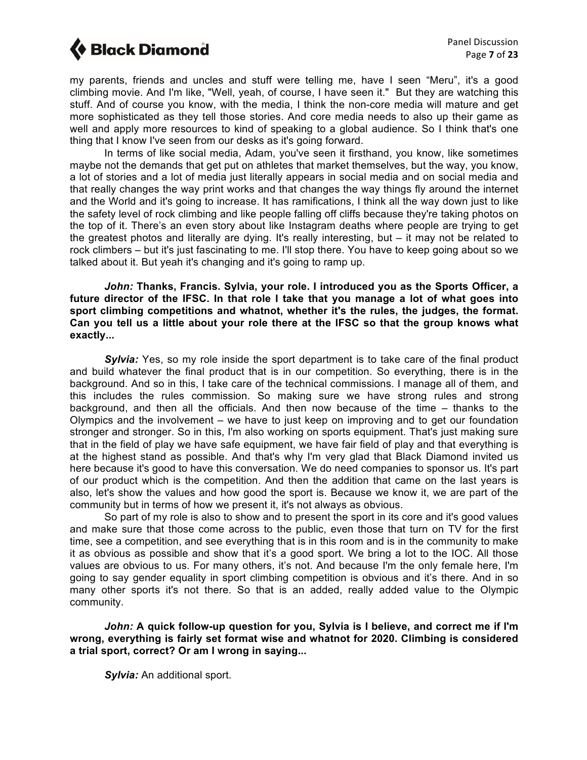my parents, friends and uncles and stuff were telling me, have I seen "Meru", it's a good climbing movie. And I'm like, "Well, yeah, of course, I have seen it." But they are watching this stuff. And of course you know, with the media, I think the non-core media will mature and get more sophisticated as they tell those stories. And core media needs to also up their game as well and apply more resources to kind of speaking to a global audience. So I think that's one thing that I know I've seen from our desks as it's going forward.

In terms of like social media, Adam, you've seen it firsthand, you know, like sometimes maybe not the demands that get put on athletes that market themselves, but the way, you know, a lot of stories and a lot of media just literally appears in social media and on social media and that really changes the way print works and that changes the way things fly around the internet and the World and it's going to increase. It has ramifications, I think all the way down just to like the safety level of rock climbing and like people falling off cliffs because they're taking photos on the top of it. There's an even story about like Instagram deaths where people are trying to get the greatest photos and literally are dying. It's really interesting, but – it may not be related to rock climbers – but it's just fascinating to me. I'll stop there. You have to keep going about so we talked about it. But yeah it's changing and it's going to ramp up.

***John:*** **Thanks, Francis. Sylvia, your role. I introduced you as the Sports Officer, a future director of the IFSC. In that role I take that you manage a lot of what goes into sport climbing competitions and whatnot, whether it's the rules, the judges, the format. Can you tell us a little about your role there at the IFSC so that the group knows what exactly...**

***Sylvia:*** Yes, so my role inside the sport department is to take care of the final product and build whatever the final product that is in our competition. So everything, there is in the background. And so in this, I take care of the technical commissions. I manage all of them, and this includes the rules commission. So making sure we have strong rules and strong background, and then all the officials. And then now because of the time – thanks to the Olympics and the involvement – we have to just keep on improving and to get our foundation stronger and stronger. So in this, I'm also working on sports equipment. That's just making sure that in the field of play we have safe equipment, we have fair field of play and that everything is at the highest stand as possible. And that's why I'm very glad that Black Diamond invited us here because it's good to have this conversation. We do need companies to sponsor us. It's part of our product which is the competition. And then the addition that came on the last years is also, let's show the values and how good the sport is. Because we know it, we are part of the community but in terms of how we present it, it's not always as obvious.

So part of my role is also to show and to present the sport in its core and it's good values and make sure that those come across to the public, even those that turn on TV for the first time, see a competition, and see everything that is in this room and is in the community to make it as obvious as possible and show that it's a good sport. We bring a lot to the IOC. All those values are obvious to us. For many others, it's not. And because I'm the only female here, I'm going to say gender equality in sport climbing competition is obvious and it's there. And in so many other sports it's not there. So that is an added, really added value to the Olympic community.

***John:*** **A quick follow-up question for you, Sylvia is I believe, and correct me if I'm wrong, everything is fairly set format wise and whatnot for 2020. Climbing is considered a trial sport, correct? Or am I wrong in saying...**

***Sylvia:*** An additional sport.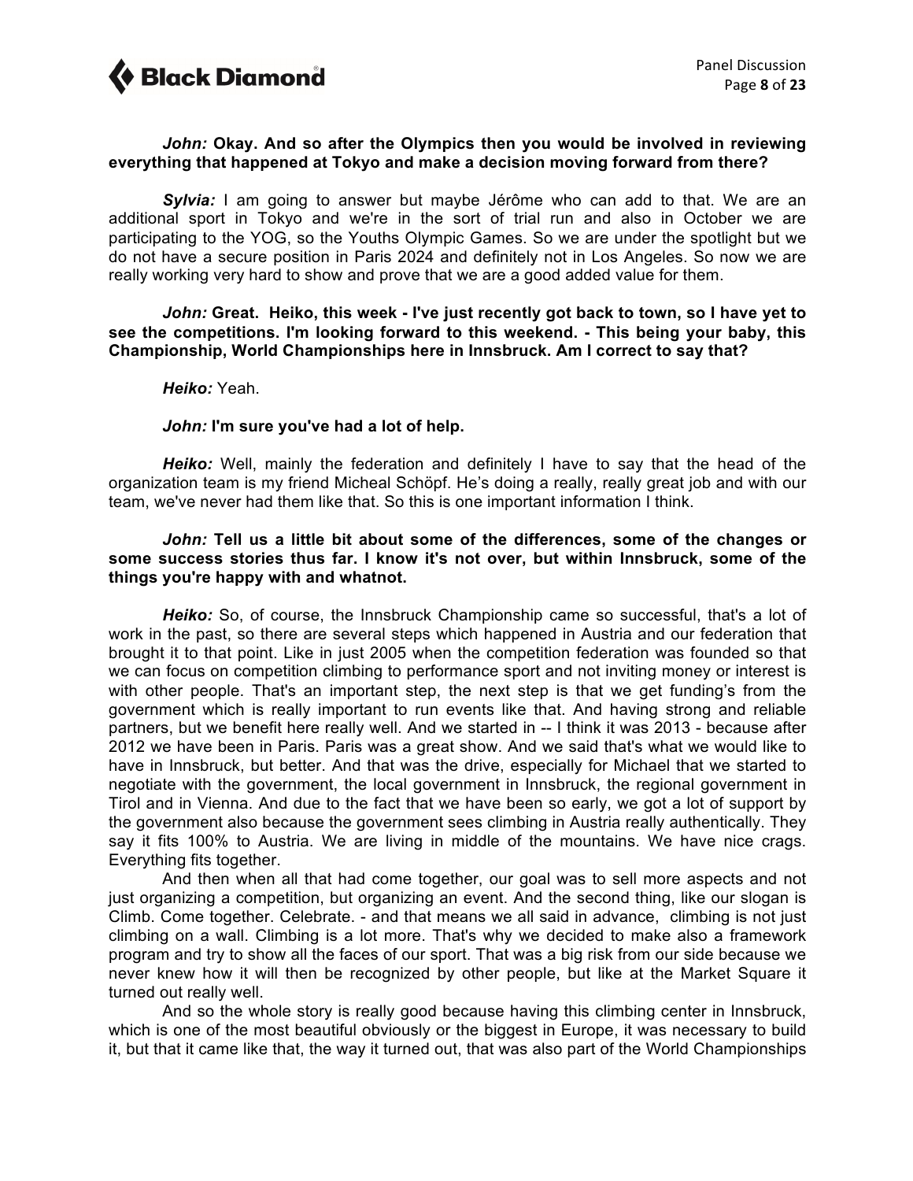***John:* Okay. And so after the Olympics then you would be involved in reviewing everything that happened at Tokyo and make a decision moving forward from there?**

***Sylvia:*** I am going to answer but maybe Jérôme who can add to that. We are an additional sport in Tokyo and we're in the sort of trial run and also in October we are participating to the YOG, so the Youths Olympic Games. So we are under the spotlight but we do not have a secure position in Paris 2024 and definitely not in Los Angeles. So now we are really working very hard to show and prove that we are a good added value for them.

***John:* Great. Heiko, this week - I've just recently got back to town, so I have yet to see the competitions. I'm looking forward to this weekend. - This being your baby, this Championship, World Championships here in Innsbruck. Am I correct to say that?**

***Heiko:*** Yeah.

***John:* I'm sure you've had a lot of help.**

***Heiko:*** Well, mainly the federation and definitely I have to say that the head of the organization team is my friend Micheal Schöpf. He's doing a really, really great job and with our team, we've never had them like that. So this is one important information I think.

***John:* Tell us a little bit about some of the differences, some of the changes or some success stories thus far. I know it's not over, but within Innsbruck, some of the things you're happy with and whatnot.**

***Heiko:*** So, of course, the Innsbruck Championship came so successful, that's a lot of work in the past, so there are several steps which happened in Austria and our federation that brought it to that point. Like in just 2005 when the competition federation was founded so that we can focus on competition climbing to performance sport and not inviting money or interest is with other people. That's an important step, the next step is that we get funding's from the government which is really important to run events like that. And having strong and reliable partners, but we benefit here really well. And we started in -- I think it was 2013 - because after 2012 we have been in Paris. Paris was a great show. And we said that's what we would like to have in Innsbruck, but better. And that was the drive, especially for Michael that we started to negotiate with the government, the local government in Innsbruck, the regional government in Tirol and in Vienna. And due to the fact that we have been so early, we got a lot of support by the government also because the government sees climbing in Austria really authentically. They say it fits 100% to Austria. We are living in middle of the mountains. We have nice crags. Everything fits together.

And then when all that had come together, our goal was to sell more aspects and not just organizing a competition, but organizing an event. And the second thing, like our slogan is Climb. Come together. Celebrate. - and that means we all said in advance, climbing is not just climbing on a wall. Climbing is a lot more. That's why we decided to make also a framework program and try to show all the faces of our sport. That was a big risk from our side because we never knew how it will then be recognized by other people, but like at the Market Square it turned out really well.

And so the whole story is really good because having this climbing center in Innsbruck, which is one of the most beautiful obviously or the biggest in Europe, it was necessary to build it, but that it came like that, the way it turned out, that was also part of the World Championships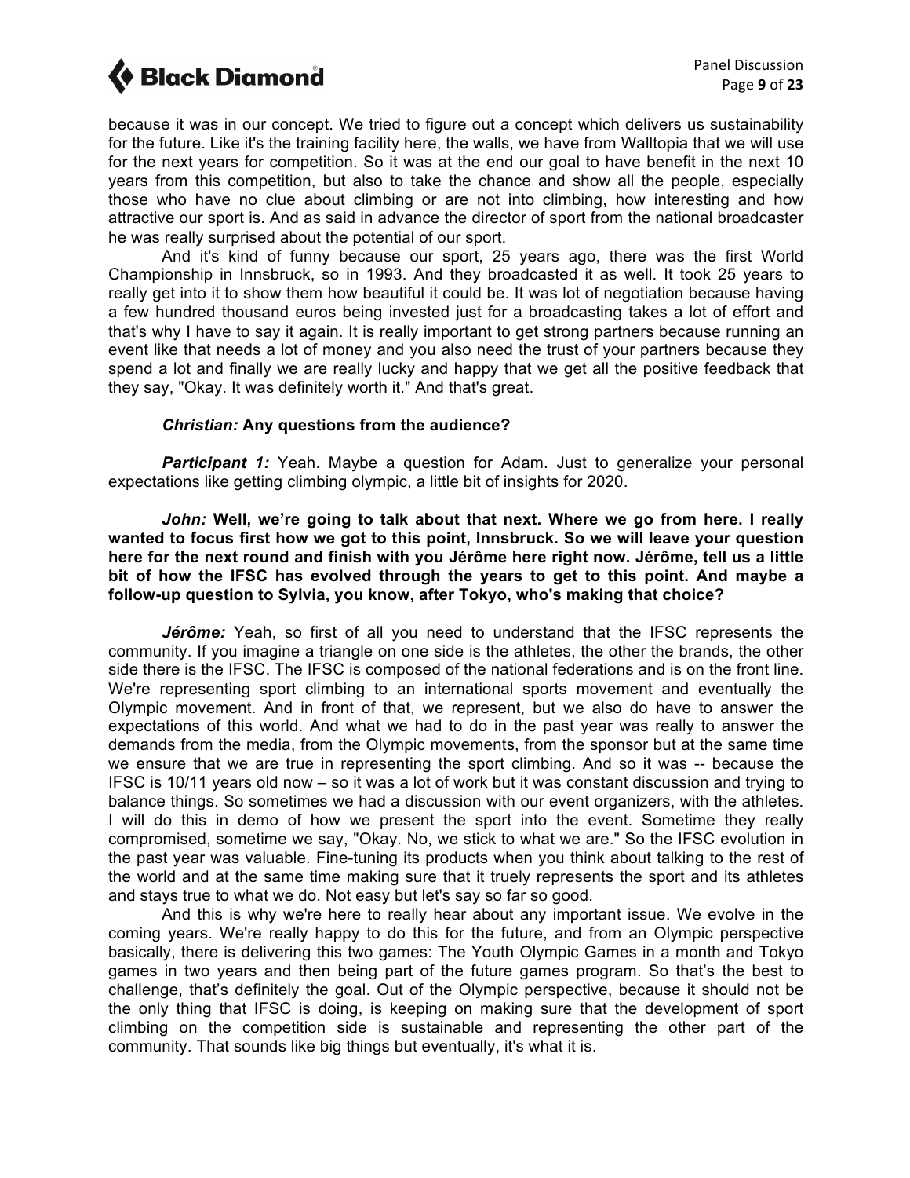because it was in our concept. We tried to figure out a concept which delivers us sustainability for the future. Like it's the training facility here, the walls, we have from Walltopia that we will use for the next years for competition. So it was at the end our goal to have benefit in the next 10 years from this competition, but also to take the chance and show all the people, especially those who have no clue about climbing or are not into climbing, how interesting and how attractive our sport is. And as said in advance the director of sport from the national broadcaster he was really surprised about the potential of our sport.

And it's kind of funny because our sport, 25 years ago, there was the first World Championship in Innsbruck, so in 1993. And they broadcasted it as well. It took 25 years to really get into it to show them how beautiful it could be. It was lot of negotiation because having a few hundred thousand euros being invested just for a broadcasting takes a lot of effort and that's why I have to say it again. It is really important to get strong partners because running an event like that needs a lot of money and you also need the trust of your partners because they spend a lot and finally we are really lucky and happy that we get all the positive feedback that they say, "Okay. It was definitely worth it." And that's great.

***Christian:*** **Any questions from the audience?**

***Participant 1:*** Yeah. Maybe a question for Adam. Just to generalize your personal expectations like getting climbing olympic, a little bit of insights for 2020.

***John:*** **Well, we're going to talk about that next. Where we go from here. I really wanted to focus first how we got to this point, Innsbruck. So we will leave your question here for the next round and finish with you Jérôme here right now. Jérôme, tell us a little bit of how the IFSC has evolved through the years to get to this point. And maybe a follow-up question to Sylvia, you know, after Tokyo, who's making that choice?**

***Jérôme:*** Yeah, so first of all you need to understand that the IFSC represents the community. If you imagine a triangle on one side is the athletes, the other the brands, the other side there is the IFSC. The IFSC is composed of the national federations and is on the front line. We're representing sport climbing to an international sports movement and eventually the Olympic movement. And in front of that, we represent, but we also do have to answer the expectations of this world. And what we had to do in the past year was really to answer the demands from the media, from the Olympic movements, from the sponsor but at the same time we ensure that we are true in representing the sport climbing. And so it was -- because the IFSC is 10/11 years old now – so it was a lot of work but it was constant discussion and trying to balance things. So sometimes we had a discussion with our event organizers, with the athletes. I will do this in demo of how we present the sport into the event. Sometime they really compromised, sometime we say, "Okay. No, we stick to what we are." So the IFSC evolution in the past year was valuable. Fine-tuning its products when you think about talking to the rest of the world and at the same time making sure that it truely represents the sport and its athletes and stays true to what we do. Not easy but let's say so far so good.

And this is why we're here to really hear about any important issue. We evolve in the coming years. We're really happy to do this for the future, and from an Olympic perspective basically, there is delivering this two games: The Youth Olympic Games in a month and Tokyo games in two years and then being part of the future games program. So that's the best to challenge, that's definitely the goal. Out of the Olympic perspective, because it should not be the only thing that IFSC is doing, is keeping on making sure that the development of sport climbing on the competition side is sustainable and representing the other part of the community. That sounds like big things but eventually, it's what it is.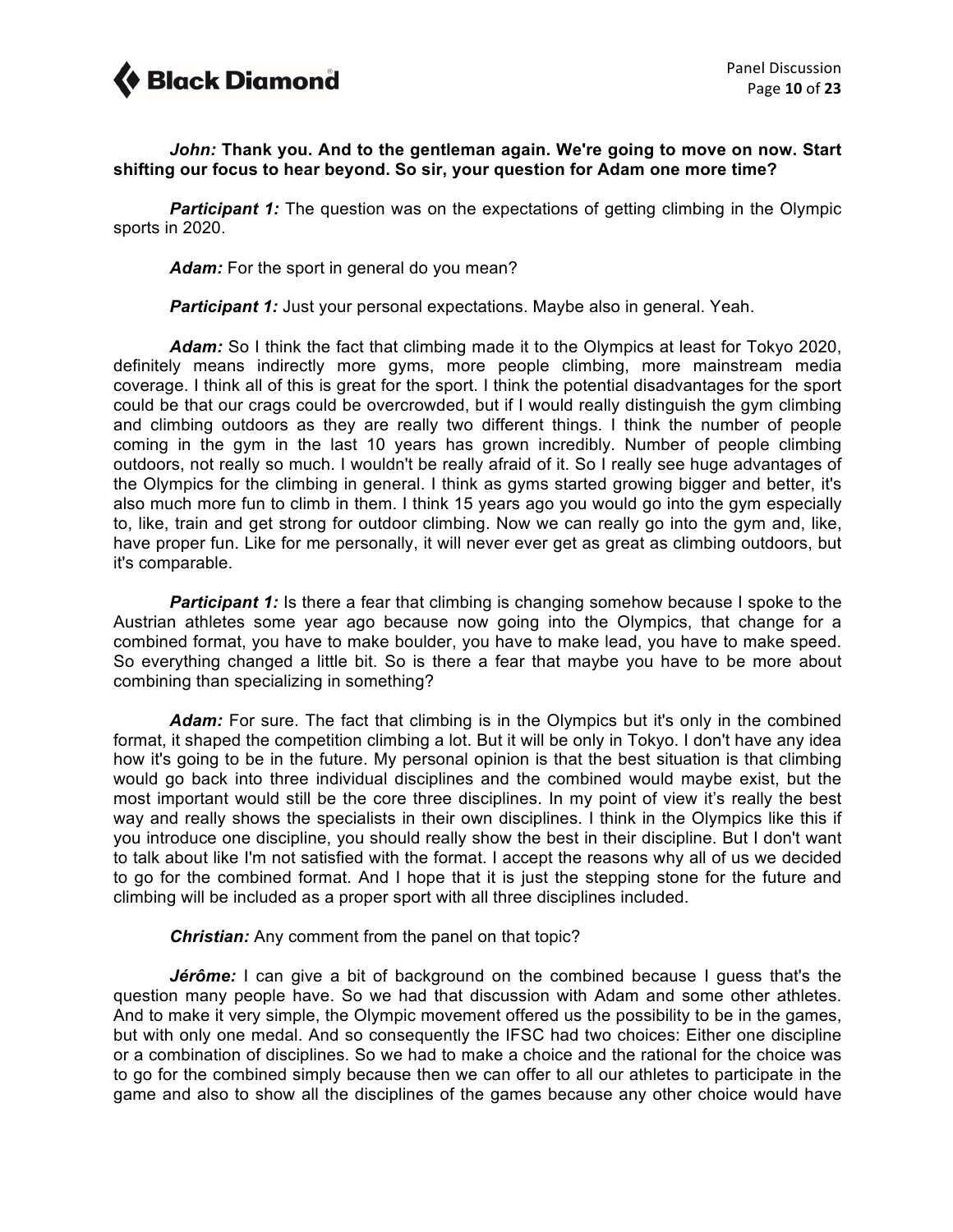***John:*** **Thank you. And to the gentleman again. We're going to move on now. Start shifting our focus to hear beyond. So sir, your question for Adam one more time?**

***Participant 1:*** The question was on the expectations of getting climbing in the Olympic sports in 2020.

***Adam:*** For the sport in general do you mean?

***Participant 1:*** Just your personal expectations. Maybe also in general. Yeah.

***Adam:*** So I think the fact that climbing made it to the Olympics at least for Tokyo 2020, definitely means indirectly more gyms, more people climbing, more mainstream media coverage. I think all of this is great for the sport. I think the potential disadvantages for the sport could be that our crags could be overcrowded, but if I would really distinguish the gym climbing and climbing outdoors as they are really two different things. I think the number of people coming in the gym in the last 10 years has grown incredibly. Number of people climbing outdoors, not really so much. I wouldn't be really afraid of it. So I really see huge advantages of the Olympics for the climbing in general. I think as gyms started growing bigger and better, it's also much more fun to climb in them. I think 15 years ago you would go into the gym especially to, like, train and get strong for outdoor climbing. Now we can really go into the gym and, like, have proper fun. Like for me personally, it will never ever get as great as climbing outdoors, but it's comparable.

***Participant 1:*** Is there a fear that climbing is changing somehow because I spoke to the Austrian athletes some year ago because now going into the Olympics, that change for a combined format, you have to make boulder, you have to make lead, you have to make speed. So everything changed a little bit. So is there a fear that maybe you have to be more about combining than specializing in something?

***Adam:*** For sure. The fact that climbing is in the Olympics but it's only in the combined format, it shaped the competition climbing a lot. But it will be only in Tokyo. I don't have any idea how it's going to be in the future. My personal opinion is that the best situation is that climbing would go back into three individual disciplines and the combined would maybe exist, but the most important would still be the core three disciplines. In my point of view it's really the best way and really shows the specialists in their own disciplines. I think in the Olympics like this if you introduce one discipline, you should really show the best in their discipline. But I don't want to talk about like I'm not satisfied with the format. I accept the reasons why all of us we decided to go for the combined format. And I hope that it is just the stepping stone for the future and climbing will be included as a proper sport with all three disciplines included.

***Christian:*** Any comment from the panel on that topic?

***Jérôme:*** I can give a bit of background on the combined because I guess that's the question many people have. So we had that discussion with Adam and some other athletes. And to make it very simple, the Olympic movement offered us the possibility to be in the games, but with only one medal. And so consequently the IFSC had two choices: Either one discipline or a combination of disciplines. So we had to make a choice and the rational for the choice was to go for the combined simply because then we can offer to all our athletes to participate in the game and also to show all the disciplines of the games because any other choice would have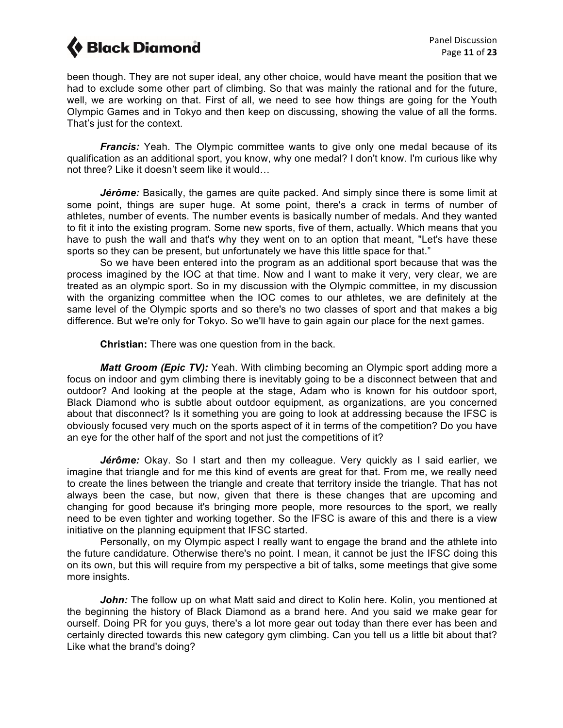been though. They are not super ideal, any other choice, would have meant the position that we had to exclude some other part of climbing. So that was mainly the rational and for the future, well, we are working on that. First of all, we need to see how things are going for the Youth Olympic Games and in Tokyo and then keep on discussing, showing the value of all the forms. That's just for the context.

***Francis:*** Yeah. The Olympic committee wants to give only one medal because of its qualification as an additional sport, you know, why one medal? I don't know. I'm curious like why not three? Like it doesn't seem like it would…

***Jérôme:*** Basically, the games are quite packed. And simply since there is some limit at some point, things are super huge. At some point, there's a crack in terms of number of athletes, number of events. The number events is basically number of medals. And they wanted to fit it into the existing program. Some new sports, five of them, actually. Which means that you have to push the wall and that's why they went on to an option that meant, "Let's have these sports so they can be present, but unfortunately we have this little space for that."

So we have been entered into the program as an additional sport because that was the process imagined by the IOC at that time. Now and I want to make it very, very clear, we are treated as an olympic sport. So in my discussion with the Olympic committee, in my discussion with the organizing committee when the IOC comes to our athletes, we are definitely at the same level of the Olympic sports and so there's no two classes of sport and that makes a big difference. But we're only for Tokyo. So we'll have to gain again our place for the next games.

**Christian:** There was one question from in the back.

***Matt Groom (Epic TV):*** Yeah. With climbing becoming an Olympic sport adding more a focus on indoor and gym climbing there is inevitably going to be a disconnect between that and outdoor? And looking at the people at the stage, Adam who is known for his outdoor sport, Black Diamond who is subtle about outdoor equipment, as organizations, are you concerned about that disconnect? Is it something you are going to look at addressing because the IFSC is obviously focused very much on the sports aspect of it in terms of the competition? Do you have an eye for the other half of the sport and not just the competitions of it?

***Jérôme:*** Okay. So I start and then my colleague. Very quickly as I said earlier, we imagine that triangle and for me this kind of events are great for that. From me, we really need to create the lines between the triangle and create that territory inside the triangle. That has not always been the case, but now, given that there is these changes that are upcoming and changing for good because it's bringing more people, more resources to the sport, we really need to be even tighter and working together. So the IFSC is aware of this and there is a view initiative on the planning equipment that IFSC started.

Personally, on my Olympic aspect I really want to engage the brand and the athlete into the future candidature. Otherwise there's no point. I mean, it cannot be just the IFSC doing this on its own, but this will require from my perspective a bit of talks, some meetings that give some more insights.

***John:*** The follow up on what Matt said and direct to Kolin here. Kolin, you mentioned at the beginning the history of Black Diamond as a brand here. And you said we make gear for ourself. Doing PR for you guys, there's a lot more gear out today than there ever has been and certainly directed towards this new category gym climbing. Can you tell us a little bit about that? Like what the brand's doing?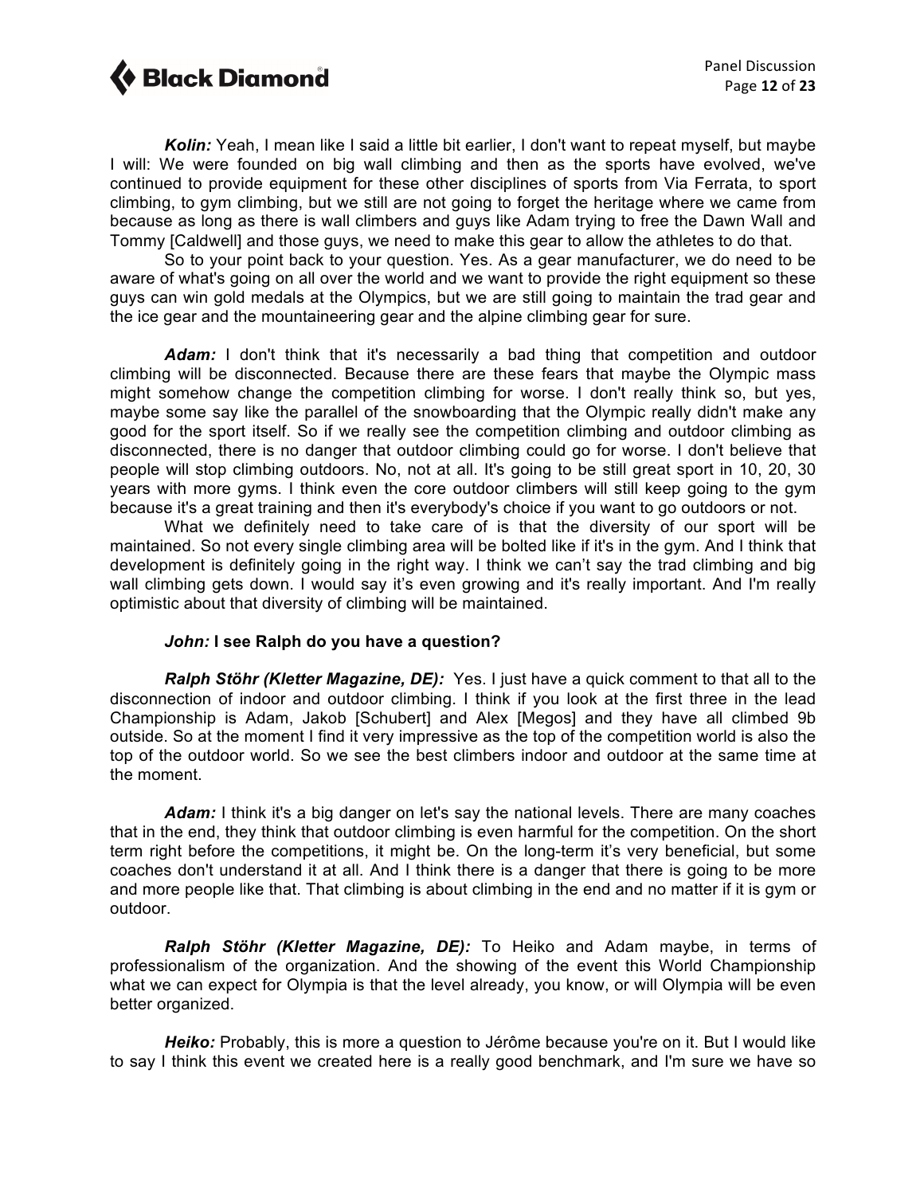***Kolin:*** Yeah, I mean like I said a little bit earlier, I don't want to repeat myself, but maybe I will: We were founded on big wall climbing and then as the sports have evolved, we've continued to provide equipment for these other disciplines of sports from Via Ferrata, to sport climbing, to gym climbing, but we still are not going to forget the heritage where we came from because as long as there is wall climbers and guys like Adam trying to free the Dawn Wall and Tommy [Caldwell] and those guys, we need to make this gear to allow the athletes to do that.

So to your point back to your question. Yes. As a gear manufacturer, we do need to be aware of what's going on all over the world and we want to provide the right equipment so these guys can win gold medals at the Olympics, but we are still going to maintain the trad gear and the ice gear and the mountaineering gear and the alpine climbing gear for sure.

***Adam:*** I don't think that it's necessarily a bad thing that competition and outdoor climbing will be disconnected. Because there are these fears that maybe the Olympic mass might somehow change the competition climbing for worse. I don't really think so, but yes, maybe some say like the parallel of the snowboarding that the Olympic really didn't make any good for the sport itself. So if we really see the competition climbing and outdoor climbing as disconnected, there is no danger that outdoor climbing could go for worse. I don't believe that people will stop climbing outdoors. No, not at all. It's going to be still great sport in 10, 20, 30 years with more gyms. I think even the core outdoor climbers will still keep going to the gym because it's a great training and then it's everybody's choice if you want to go outdoors or not.

What we definitely need to take care of is that the diversity of our sport will be maintained. So not every single climbing area will be bolted like if it's in the gym. And I think that development is definitely going in the right way. I think we can't say the trad climbing and big wall climbing gets down. I would say it's even growing and it's really important. And I'm really optimistic about that diversity of climbing will be maintained.

***John:* I see Ralph do you have a question?**

***Ralph Stöhr (Kletter Magazine, DE):*** Yes. I just have a quick comment to that all to the disconnection of indoor and outdoor climbing. I think if you look at the first three in the lead Championship is Adam, Jakob [Schubert] and Alex [Megos] and they have all climbed 9b outside. So at the moment I find it very impressive as the top of the competition world is also the top of the outdoor world. So we see the best climbers indoor and outdoor at the same time at the moment.

***Adam:*** I think it's a big danger on let's say the national levels. There are many coaches that in the end, they think that outdoor climbing is even harmful for the competition. On the short term right before the competitions, it might be. On the long-term it's very beneficial, but some coaches don't understand it at all. And I think there is a danger that there is going to be more and more people like that. That climbing is about climbing in the end and no matter if it is gym or outdoor.

***Ralph Stöhr (Kletter Magazine, DE):*** To Heiko and Adam maybe, in terms of professionalism of the organization. And the showing of the event this World Championship what we can expect for Olympia is that the level already, you know, or will Olympia will be even better organized.

***Heiko:*** Probably, this is more a question to Jérôme because you're on it. But I would like to say I think this event we created here is a really good benchmark, and I'm sure we have so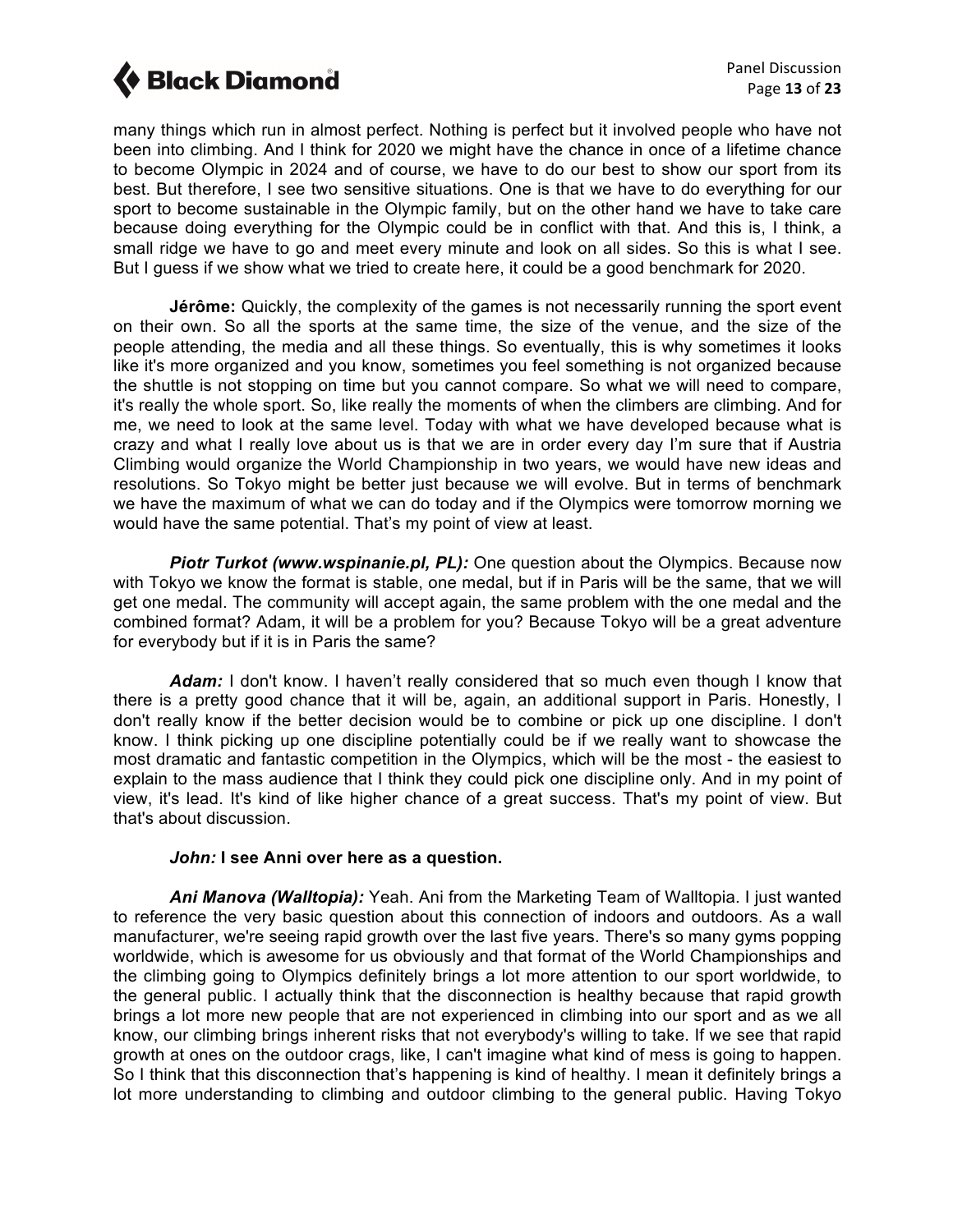many things which run in almost perfect. Nothing is perfect but it involved people who have not been into climbing. And I think for 2020 we might have the chance in once of a lifetime chance to become Olympic in 2024 and of course, we have to do our best to show our sport from its best. But therefore, I see two sensitive situations. One is that we have to do everything for our sport to become sustainable in the Olympic family, but on the other hand we have to take care because doing everything for the Olympic could be in conflict with that. And this is, I think, a small ridge we have to go and meet every minute and look on all sides. So this is what I see. But I guess if we show what we tried to create here, it could be a good benchmark for 2020.

**Jérôme:** Quickly, the complexity of the games is not necessarily running the sport event on their own. So all the sports at the same time, the size of the venue, and the size of the people attending, the media and all these things. So eventually, this is why sometimes it looks like it's more organized and you know, sometimes you feel something is not organized because the shuttle is not stopping on time but you cannot compare. So what we will need to compare, it's really the whole sport. So, like really the moments of when the climbers are climbing. And for me, we need to look at the same level. Today with what we have developed because what is crazy and what I really love about us is that we are in order every day I'm sure that if Austria Climbing would organize the World Championship in two years, we would have new ideas and resolutions. So Tokyo might be better just because we will evolve. But in terms of benchmark we have the maximum of what we can do today and if the Olympics were tomorrow morning we would have the same potential. That's my point of view at least.

***Piotr Turkot (www.wspinanie.pl, PL):*** One question about the Olympics. Because now with Tokyo we know the format is stable, one medal, but if in Paris will be the same, that we will get one medal. The community will accept again, the same problem with the one medal and the combined format? Adam, it will be a problem for you? Because Tokyo will be a great adventure for everybody but if it is in Paris the same?

***Adam:*** I don't know. I haven't really considered that so much even though I know that there is a pretty good chance that it will be, again, an additional support in Paris. Honestly, I don't really know if the better decision would be to combine or pick up one discipline. I don't know. I think picking up one discipline potentially could be if we really want to showcase the most dramatic and fantastic competition in the Olympics, which will be the most - the easiest to explain to the mass audience that I think they could pick one discipline only. And in my point of view, it's lead. It's kind of like higher chance of a great success. That's my point of view. But that's about discussion.

***John:* I see Anni over here as a question.**

***Ani Manova (Walltopia):*** Yeah. Ani from the Marketing Team of Walltopia. I just wanted to reference the very basic question about this connection of indoors and outdoors. As a wall manufacturer, we're seeing rapid growth over the last five years. There's so many gyms popping worldwide, which is awesome for us obviously and that format of the World Championships and the climbing going to Olympics definitely brings a lot more attention to our sport worldwide, to the general public. I actually think that the disconnection is healthy because that rapid growth brings a lot more new people that are not experienced in climbing into our sport and as we all know, our climbing brings inherent risks that not everybody's willing to take. If we see that rapid growth at ones on the outdoor crags, like, I can't imagine what kind of mess is going to happen. So I think that this disconnection that's happening is kind of healthy. I mean it definitely brings a lot more understanding to climbing and outdoor climbing to the general public. Having Tokyo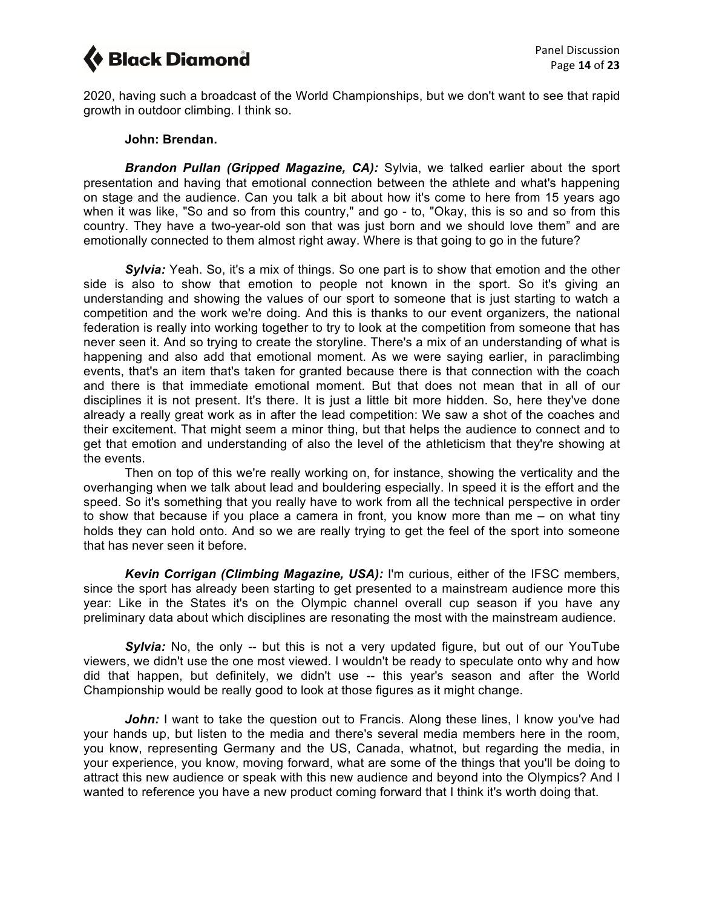2020, having such a broadcast of the World Championships, but we don't want to see that rapid growth in outdoor climbing. I think so.

**John: Brendan.**

***Brandon Pullan (Gripped Magazine, CA):*** Sylvia, we talked earlier about the sport presentation and having that emotional connection between the athlete and what's happening on stage and the audience. Can you talk a bit about how it's come to here from 15 years ago when it was like, "So and so from this country," and go - to, "Okay, this is so and so from this country. They have a two-year-old son that was just born and we should love them" and are emotionally connected to them almost right away. Where is that going to go in the future?

***Sylvia:*** Yeah. So, it's a mix of things. So one part is to show that emotion and the other side is also to show that emotion to people not known in the sport. So it's giving an understanding and showing the values of our sport to someone that is just starting to watch a competition and the work we're doing. And this is thanks to our event organizers, the national federation is really into working together to try to look at the competition from someone that has never seen it. And so trying to create the storyline. There's a mix of an understanding of what is happening and also add that emotional moment. As we were saying earlier, in paraclimbing events, that's an item that's taken for granted because there is that connection with the coach and there is that immediate emotional moment. But that does not mean that in all of our disciplines it is not present. It's there. It is just a little bit more hidden. So, here they've done already a really great work as in after the lead competition: We saw a shot of the coaches and their excitement. That might seem a minor thing, but that helps the audience to connect and to get that emotion and understanding of also the level of the athleticism that they're showing at the events.

Then on top of this we're really working on, for instance, showing the verticality and the overhanging when we talk about lead and bouldering especially. In speed it is the effort and the speed. So it's something that you really have to work from all the technical perspective in order to show that because if you place a camera in front, you know more than me – on what tiny holds they can hold onto. And so we are really trying to get the feel of the sport into someone that has never seen it before.

***Kevin Corrigan (Climbing Magazine, USA):*** I'm curious, either of the IFSC members, since the sport has already been starting to get presented to a mainstream audience more this year: Like in the States it's on the Olympic channel overall cup season if you have any preliminary data about which disciplines are resonating the most with the mainstream audience.

***Sylvia:*** No, the only -- but this is not a very updated figure, but out of our YouTube viewers, we didn't use the one most viewed. I wouldn't be ready to speculate onto why and how did that happen, but definitely, we didn't use -- this year's season and after the World Championship would be really good to look at those figures as it might change.

***John:*** I want to take the question out to Francis. Along these lines, I know you've had your hands up, but listen to the media and there's several media members here in the room, you know, representing Germany and the US, Canada, whatnot, but regarding the media, in your experience, you know, moving forward, what are some of the things that you'll be doing to attract this new audience or speak with this new audience and beyond into the Olympics? And I wanted to reference you have a new product coming forward that I think it's worth doing that.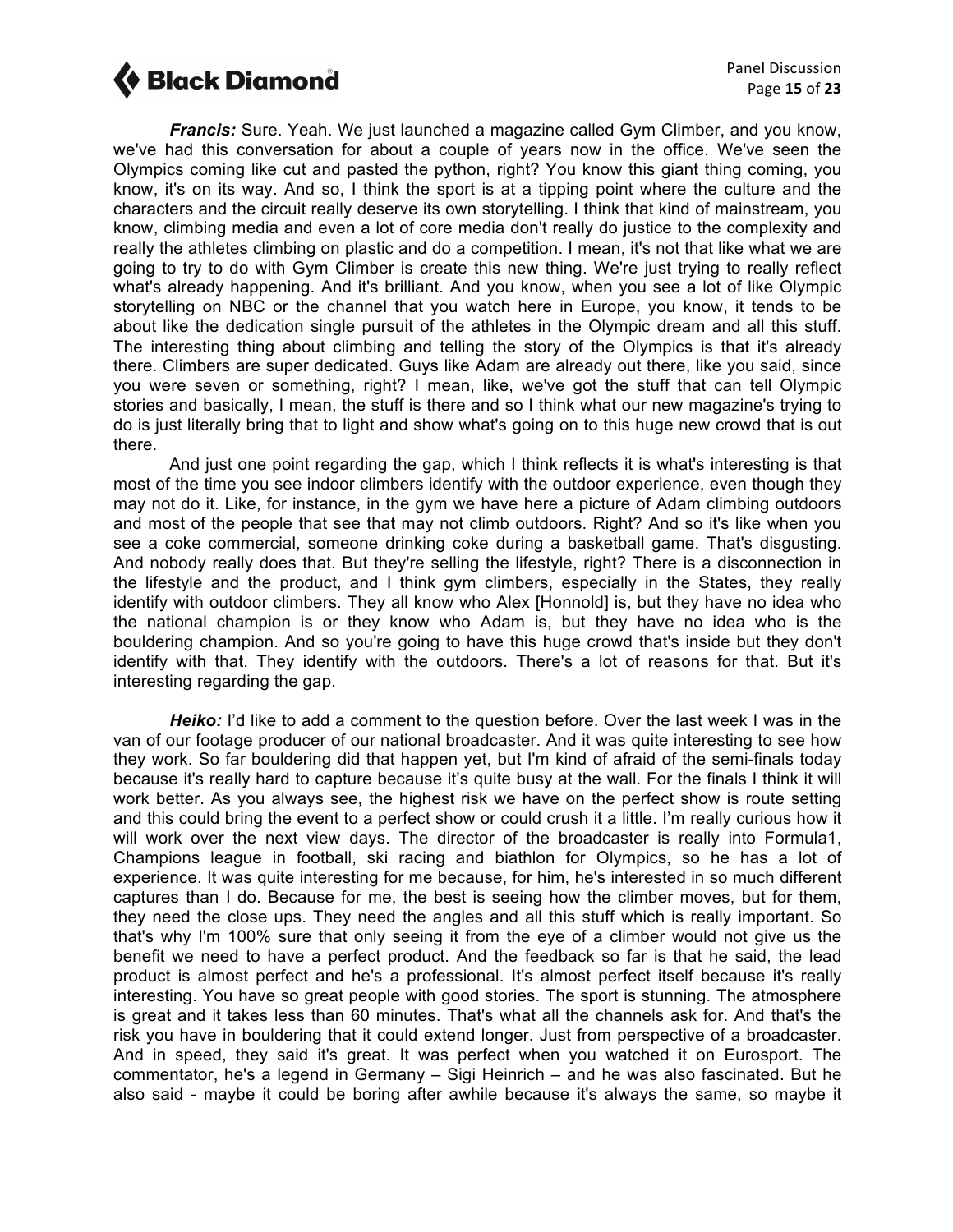***Francis:*** Sure. Yeah. We just launched a magazine called Gym Climber, and you know, we've had this conversation for about a couple of years now in the office. We've seen the Olympics coming like cut and pasted the python, right? You know this giant thing coming, you know, it's on its way. And so, I think the sport is at a tipping point where the culture and the characters and the circuit really deserve its own storytelling. I think that kind of mainstream, you know, climbing media and even a lot of core media don't really do justice to the complexity and really the athletes climbing on plastic and do a competition. I mean, it's not that like what we are going to try to do with Gym Climber is create this new thing. We're just trying to really reflect what's already happening. And it's brilliant. And you know, when you see a lot of like Olympic storytelling on NBC or the channel that you watch here in Europe, you know, it tends to be about like the dedication single pursuit of the athletes in the Olympic dream and all this stuff. The interesting thing about climbing and telling the story of the Olympics is that it's already there. Climbers are super dedicated. Guys like Adam are already out there, like you said, since you were seven or something, right? I mean, like, we've got the stuff that can tell Olympic stories and basically, I mean, the stuff is there and so I think what our new magazine's trying to do is just literally bring that to light and show what's going on to this huge new crowd that is out there.

And just one point regarding the gap, which I think reflects it is what's interesting is that most of the time you see indoor climbers identify with the outdoor experience, even though they may not do it. Like, for instance, in the gym we have here a picture of Adam climbing outdoors and most of the people that see that may not climb outdoors. Right? And so it's like when you see a coke commercial, someone drinking coke during a basketball game. That's disgusting. And nobody really does that. But they're selling the lifestyle, right? There is a disconnection in the lifestyle and the product, and I think gym climbers, especially in the States, they really identify with outdoor climbers. They all know who Alex [Honnold] is, but they have no idea who the national champion is or they know who Adam is, but they have no idea who is the bouldering champion. And so you're going to have this huge crowd that's inside but they don't identify with that. They identify with the outdoors. There's a lot of reasons for that. But it's interesting regarding the gap.

***Heiko:*** I'd like to add a comment to the question before. Over the last week I was in the van of our footage producer of our national broadcaster. And it was quite interesting to see how they work. So far bouldering did that happen yet, but I'm kind of afraid of the semi-finals today because it's really hard to capture because it's quite busy at the wall. For the finals I think it will work better. As you always see, the highest risk we have on the perfect show is route setting and this could bring the event to a perfect show or could crush it a little. I'm really curious how it will work over the next view days. The director of the broadcaster is really into Formula1, Champions league in football, ski racing and biathlon for Olympics, so he has a lot of experience. It was quite interesting for me because, for him, he's interested in so much different captures than I do. Because for me, the best is seeing how the climber moves, but for them, they need the close ups. They need the angles and all this stuff which is really important. So that's why I'm 100% sure that only seeing it from the eye of a climber would not give us the benefit we need to have a perfect product. And the feedback so far is that he said, the lead product is almost perfect and he's a professional. It's almost perfect itself because it's really interesting. You have so great people with good stories. The sport is stunning. The atmosphere is great and it takes less than 60 minutes. That's what all the channels ask for. And that's the risk you have in bouldering that it could extend longer. Just from perspective of a broadcaster. And in speed, they said it's great. It was perfect when you watched it on Eurosport. The commentator, he's a legend in Germany – Sigi Heinrich – and he was also fascinated. But he also said - maybe it could be boring after awhile because it's always the same, so maybe it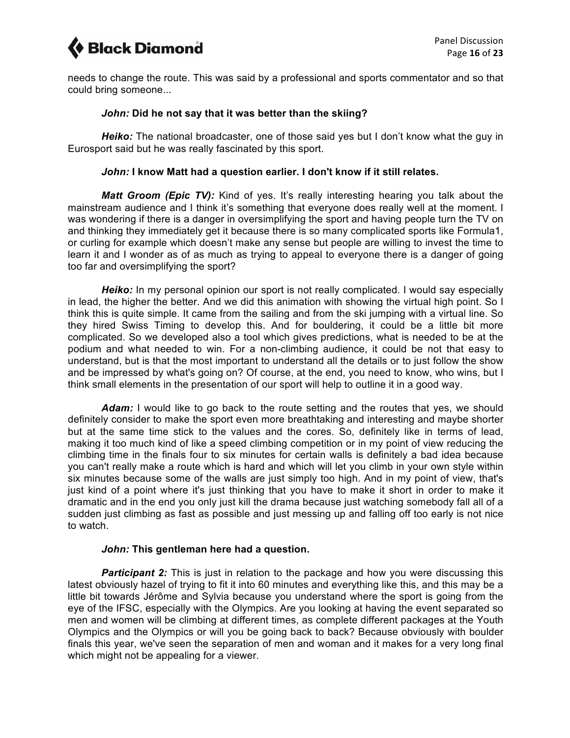needs to change the route. This was said by a professional and sports commentator and so that could bring someone...

***John:* Did he not say that it was better than the skiing?**

***Heiko:*** The national broadcaster, one of those said yes but I don't know what the guy in Eurosport said but he was really fascinated by this sport.

***John:* I know Matt had a question earlier. I don't know if it still relates.**

***Matt Groom (Epic TV):*** Kind of yes. It's really interesting hearing you talk about the mainstream audience and I think it's something that everyone does really well at the moment. I was wondering if there is a danger in oversimplifying the sport and having people turn the TV on and thinking they immediately get it because there is so many complicated sports like Formula1, or curling for example which doesn't make any sense but people are willing to invest the time to learn it and I wonder as of as much as trying to appeal to everyone there is a danger of going too far and oversimplifying the sport?

***Heiko:*** In my personal opinion our sport is not really complicated. I would say especially in lead, the higher the better. And we did this animation with showing the virtual high point. So I think this is quite simple. It came from the sailing and from the ski jumping with a virtual line. So they hired Swiss Timing to develop this. And for bouldering, it could be a little bit more complicated. So we developed also a tool which gives predictions, what is needed to be at the podium and what needed to win. For a non-climbing audience, it could be not that easy to understand, but is that the most important to understand all the details or to just follow the show and be impressed by what's going on? Of course, at the end, you need to know, who wins, but I think small elements in the presentation of our sport will help to outline it in a good way.

***Adam:*** I would like to go back to the route setting and the routes that yes, we should definitely consider to make the sport even more breathtaking and interesting and maybe shorter but at the same time stick to the values and the cores. So, definitely like in terms of lead, making it too much kind of like a speed climbing competition or in my point of view reducing the climbing time in the finals four to six minutes for certain walls is definitely a bad idea because you can't really make a route which is hard and which will let you climb in your own style within six minutes because some of the walls are just simply too high. And in my point of view, that's just kind of a point where it's just thinking that you have to make it short in order to make it dramatic and in the end you only just kill the drama because just watching somebody fall all of a sudden just climbing as fast as possible and just messing up and falling off too early is not nice to watch.

***John:* This gentleman here had a question.**

***Participant 2:*** This is just in relation to the package and how you were discussing this latest obviously hazel of trying to fit it into 60 minutes and everything like this, and this may be a little bit towards Jérôme and Sylvia because you understand where the sport is going from the eye of the IFSC, especially with the Olympics. Are you looking at having the event separated so men and women will be climbing at different times, as complete different packages at the Youth Olympics and the Olympics or will you be going back to back? Because obviously with boulder finals this year, we've seen the separation of men and woman and it makes for a very long final which might not be appealing for a viewer.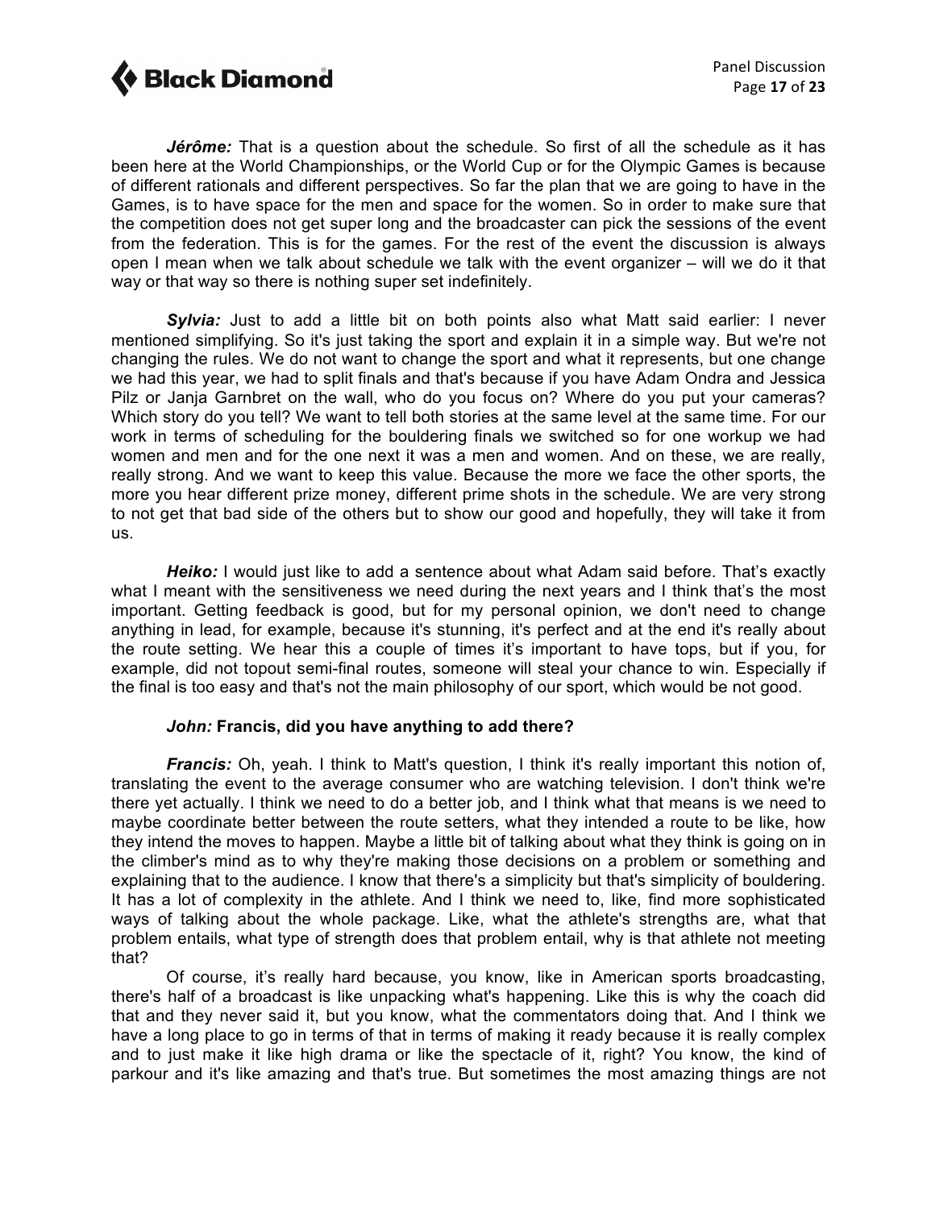***Jérôme:*** That is a question about the schedule. So first of all the schedule as it has been here at the World Championships, or the World Cup or for the Olympic Games is because of different rationals and different perspectives. So far the plan that we are going to have in the Games, is to have space for the men and space for the women. So in order to make sure that the competition does not get super long and the broadcaster can pick the sessions of the event from the federation. This is for the games. For the rest of the event the discussion is always open I mean when we talk about schedule we talk with the event organizer – will we do it that way or that way so there is nothing super set indefinitely.

***Sylvia:*** Just to add a little bit on both points also what Matt said earlier: I never mentioned simplifying. So it's just taking the sport and explain it in a simple way. But we're not changing the rules. We do not want to change the sport and what it represents, but one change we had this year, we had to split finals and that's because if you have Adam Ondra and Jessica Pilz or Janja Garnbret on the wall, who do you focus on? Where do you put your cameras? Which story do you tell? We want to tell both stories at the same level at the same time. For our work in terms of scheduling for the bouldering finals we switched so for one workup we had women and men and for the one next it was a men and women. And on these, we are really, really strong. And we want to keep this value. Because the more we face the other sports, the more you hear different prize money, different prime shots in the schedule. We are very strong to not get that bad side of the others but to show our good and hopefully, they will take it from us.

***Heiko:*** I would just like to add a sentence about what Adam said before. That's exactly what I meant with the sensitiveness we need during the next years and I think that's the most important. Getting feedback is good, but for my personal opinion, we don't need to change anything in lead, for example, because it's stunning, it's perfect and at the end it's really about the route setting. We hear this a couple of times it's important to have tops, but if you, for example, did not topout semi-final routes, someone will steal your chance to win. Especially if the final is too easy and that's not the main philosophy of our sport, which would be not good.

***John:* Francis, did you have anything to add there?**

***Francis:*** Oh, yeah. I think to Matt's question, I think it's really important this notion of, translating the event to the average consumer who are watching television. I don't think we're there yet actually. I think we need to do a better job, and I think what that means is we need to maybe coordinate better between the route setters, what they intended a route to be like, how they intend the moves to happen. Maybe a little bit of talking about what they think is going on in the climber's mind as to why they're making those decisions on a problem or something and explaining that to the audience. I know that there's a simplicity but that's simplicity of bouldering. It has a lot of complexity in the athlete. And I think we need to, like, find more sophisticated ways of talking about the whole package. Like, what the athlete's strengths are, what that problem entails, what type of strength does that problem entail, why is that athlete not meeting that?

Of course, it's really hard because, you know, like in American sports broadcasting, there's half of a broadcast is like unpacking what's happening. Like this is why the coach did that and they never said it, but you know, what the commentators doing that. And I think we have a long place to go in terms of that in terms of making it ready because it is really complex and to just make it like high drama or like the spectacle of it, right? You know, the kind of parkour and it's like amazing and that's true. But sometimes the most amazing things are not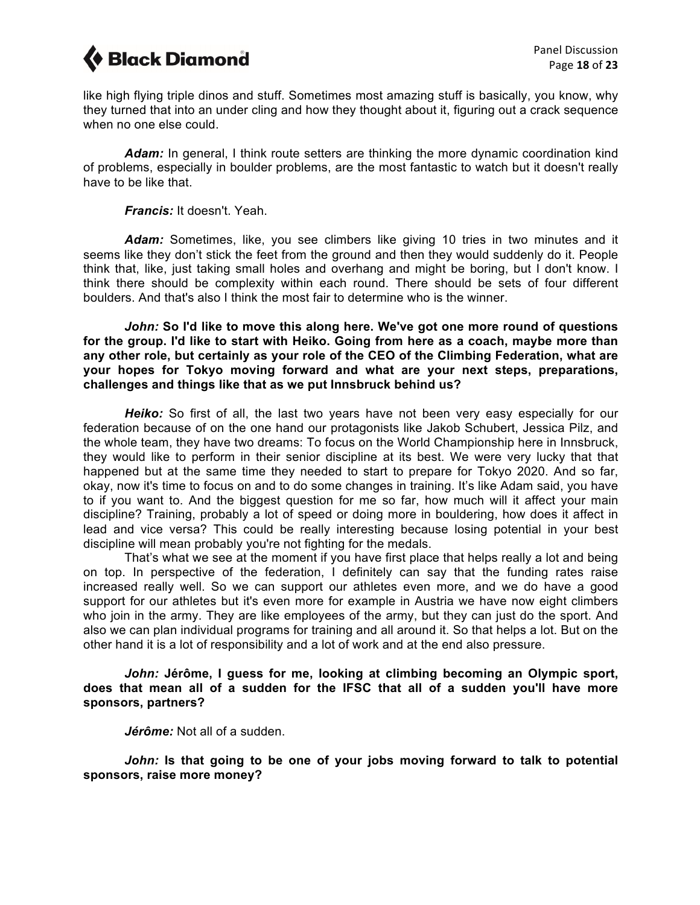like high flying triple dinos and stuff. Sometimes most amazing stuff is basically, you know, why they turned that into an under cling and how they thought about it, figuring out a crack sequence when no one else could.

***Adam:*** In general, I think route setters are thinking the more dynamic coordination kind of problems, especially in boulder problems, are the most fantastic to watch but it doesn't really have to be like that.

***Francis:*** It doesn't. Yeah.

***Adam:*** Sometimes, like, you see climbers like giving 10 tries in two minutes and it seems like they don't stick the feet from the ground and then they would suddenly do it. People think that, like, just taking small holes and overhang and might be boring, but I don't know. I think there should be complexity within each round. There should be sets of four different boulders. And that's also I think the most fair to determine who is the winner.

***John:*** **So I'd like to move this along here. We've got one more round of questions for the group. I'd like to start with Heiko. Going from here as a coach, maybe more than any other role, but certainly as your role of the CEO of the Climbing Federation, what are your hopes for Tokyo moving forward and what are your next steps, preparations, challenges and things like that as we put Innsbruck behind us?**

***Heiko:*** So first of all, the last two years have not been very easy especially for our federation because of on the one hand our protagonists like Jakob Schubert, Jessica Pilz, and the whole team, they have two dreams: To focus on the World Championship here in Innsbruck, they would like to perform in their senior discipline at its best. We were very lucky that that happened but at the same time they needed to start to prepare for Tokyo 2020. And so far, okay, now it's time to focus on and to do some changes in training. It's like Adam said, you have to if you want to. And the biggest question for me so far, how much will it affect your main discipline? Training, probably a lot of speed or doing more in bouldering, how does it affect in lead and vice versa? This could be really interesting because losing potential in your best discipline will mean probably you're not fighting for the medals.

That's what we see at the moment if you have first place that helps really a lot and being on top. In perspective of the federation, I definitely can say that the funding rates raise increased really well. So we can support our athletes even more, and we do have a good support for our athletes but it's even more for example in Austria we have now eight climbers who join in the army. They are like employees of the army, but they can just do the sport. And also we can plan individual programs for training and all around it. So that helps a lot. But on the other hand it is a lot of responsibility and a lot of work and at the end also pressure.

***John:*** **Jérôme, I guess for me, looking at climbing becoming an Olympic sport, does that mean all of a sudden for the IFSC that all of a sudden you'll have more sponsors, partners?**

***Jérôme:*** Not all of a sudden.

***John:*** **Is that going to be one of your jobs moving forward to talk to potential sponsors, raise more money?**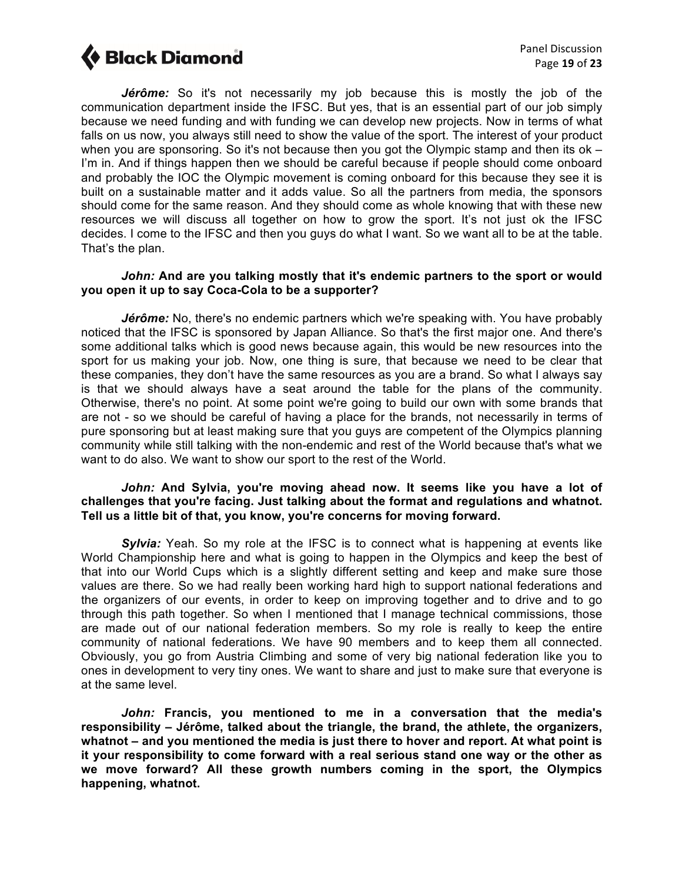***Jérôme:*** So it's not necessarily my job because this is mostly the job of the communication department inside the IFSC. But yes, that is an essential part of our job simply because we need funding and with funding we can develop new projects. Now in terms of what falls on us now, you always still need to show the value of the sport. The interest of your product when you are sponsoring. So it's not because then you got the Olympic stamp and then its ok – I'm in. And if things happen then we should be careful because if people should come onboard and probably the IOC the Olympic movement is coming onboard for this because they see it is built on a sustainable matter and it adds value. So all the partners from media, the sponsors should come for the same reason. And they should come as whole knowing that with these new resources we will discuss all together on how to grow the sport. It's not just ok the IFSC decides. I come to the IFSC and then you guys do what I want. So we want all to be at the table. That's the plan.

***John:*** **And are you talking mostly that it's endemic partners to the sport or would you open it up to say Coca-Cola to be a supporter?**

***Jérôme:*** No, there's no endemic partners which we're speaking with. You have probably noticed that the IFSC is sponsored by Japan Alliance. So that's the first major one. And there's some additional talks which is good news because again, this would be new resources into the sport for us making your job. Now, one thing is sure, that because we need to be clear that these companies, they don't have the same resources as you are a brand. So what I always say is that we should always have a seat around the table for the plans of the community. Otherwise, there's no point. At some point we're going to build our own with some brands that are not - so we should be careful of having a place for the brands, not necessarily in terms of pure sponsoring but at least making sure that you guys are competent of the Olympics planning community while still talking with the non-endemic and rest of the World because that's what we want to do also. We want to show our sport to the rest of the World.

***John:*** **And Sylvia, you're moving ahead now. It seems like you have a lot of challenges that you're facing. Just talking about the format and regulations and whatnot. Tell us a little bit of that, you know, you're concerns for moving forward.**

***Sylvia:*** Yeah. So my role at the IFSC is to connect what is happening at events like World Championship here and what is going to happen in the Olympics and keep the best of that into our World Cups which is a slightly different setting and keep and make sure those values are there. So we had really been working hard high to support national federations and the organizers of our events, in order to keep on improving together and to drive and to go through this path together. So when I mentioned that I manage technical commissions, those are made out of our national federation members. So my role is really to keep the entire community of national federations. We have 90 members and to keep them all connected. Obviously, you go from Austria Climbing and some of very big national federation like you to ones in development to very tiny ones. We want to share and just to make sure that everyone is at the same level.

***John:*** **Francis, you mentioned to me in a conversation that the media's responsibility – Jérôme, talked about the triangle, the brand, the athlete, the organizers, whatnot – and you mentioned the media is just there to hover and report. At what point is it your responsibility to come forward with a real serious stand one way or the other as we move forward? All these growth numbers coming in the sport, the Olympics happening, whatnot.**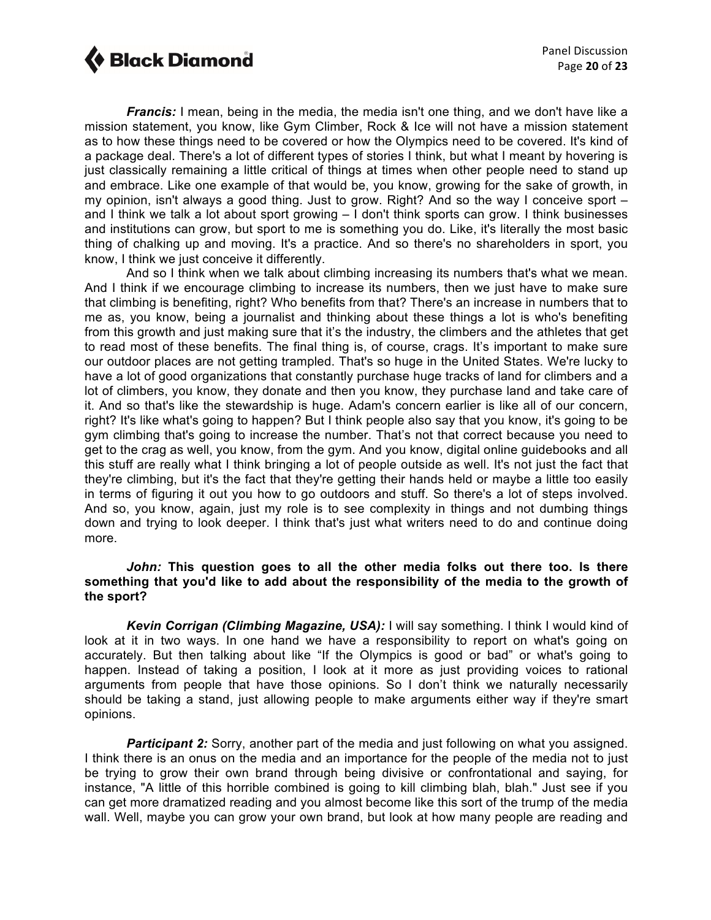***Francis:*** I mean, being in the media, the media isn't one thing, and we don't have like a mission statement, you know, like Gym Climber, Rock & Ice will not have a mission statement as to how these things need to be covered or how the Olympics need to be covered. It's kind of a package deal. There's a lot of different types of stories I think, but what I meant by hovering is just classically remaining a little critical of things at times when other people need to stand up and embrace. Like one example of that would be, you know, growing for the sake of growth, in my opinion, isn't always a good thing. Just to grow. Right? And so the way I conceive sport – and I think we talk a lot about sport growing – I don't think sports can grow. I think businesses and institutions can grow, but sport to me is something you do. Like, it's literally the most basic thing of chalking up and moving. It's a practice. And so there's no shareholders in sport, you know, I think we just conceive it differently.

And so I think when we talk about climbing increasing its numbers that's what we mean. And I think if we encourage climbing to increase its numbers, then we just have to make sure that climbing is benefiting, right? Who benefits from that? There's an increase in numbers that to me as, you know, being a journalist and thinking about these things a lot is who's benefiting from this growth and just making sure that it's the industry, the climbers and the athletes that get to read most of these benefits. The final thing is, of course, crags. It's important to make sure our outdoor places are not getting trampled. That's so huge in the United States. We're lucky to have a lot of good organizations that constantly purchase huge tracks of land for climbers and a lot of climbers, you know, they donate and then you know, they purchase land and take care of it. And so that's like the stewardship is huge. Adam's concern earlier is like all of our concern, right? It's like what's going to happen? But I think people also say that you know, it's going to be gym climbing that's going to increase the number. That's not that correct because you need to get to the crag as well, you know, from the gym. And you know, digital online guidebooks and all this stuff are really what I think bringing a lot of people outside as well. It's not just the fact that they're climbing, but it's the fact that they're getting their hands held or maybe a little too easily in terms of figuring it out you how to go outdoors and stuff. So there's a lot of steps involved. And so, you know, again, just my role is to see complexity in things and not dumbing things down and trying to look deeper. I think that's just what writers need to do and continue doing more.

***John:*** **This question goes to all the other media folks out there too. Is there something that you'd like to add about the responsibility of the media to the growth of the sport?**

***Kevin Corrigan (Climbing Magazine, USA):*** I will say something. I think I would kind of look at it in two ways. In one hand we have a responsibility to report on what's going on accurately. But then talking about like "If the Olympics is good or bad" or what's going to happen. Instead of taking a position, I look at it more as just providing voices to rational arguments from people that have those opinions. So I don't think we naturally necessarily should be taking a stand, just allowing people to make arguments either way if they're smart opinions.

***Participant 2:*** Sorry, another part of the media and just following on what you assigned. I think there is an onus on the media and an importance for the people of the media not to just be trying to grow their own brand through being divisive or confrontational and saying, for instance, "A little of this horrible combined is going to kill climbing blah, blah." Just see if you can get more dramatized reading and you almost become like this sort of the trump of the media wall. Well, maybe you can grow your own brand, but look at how many people are reading and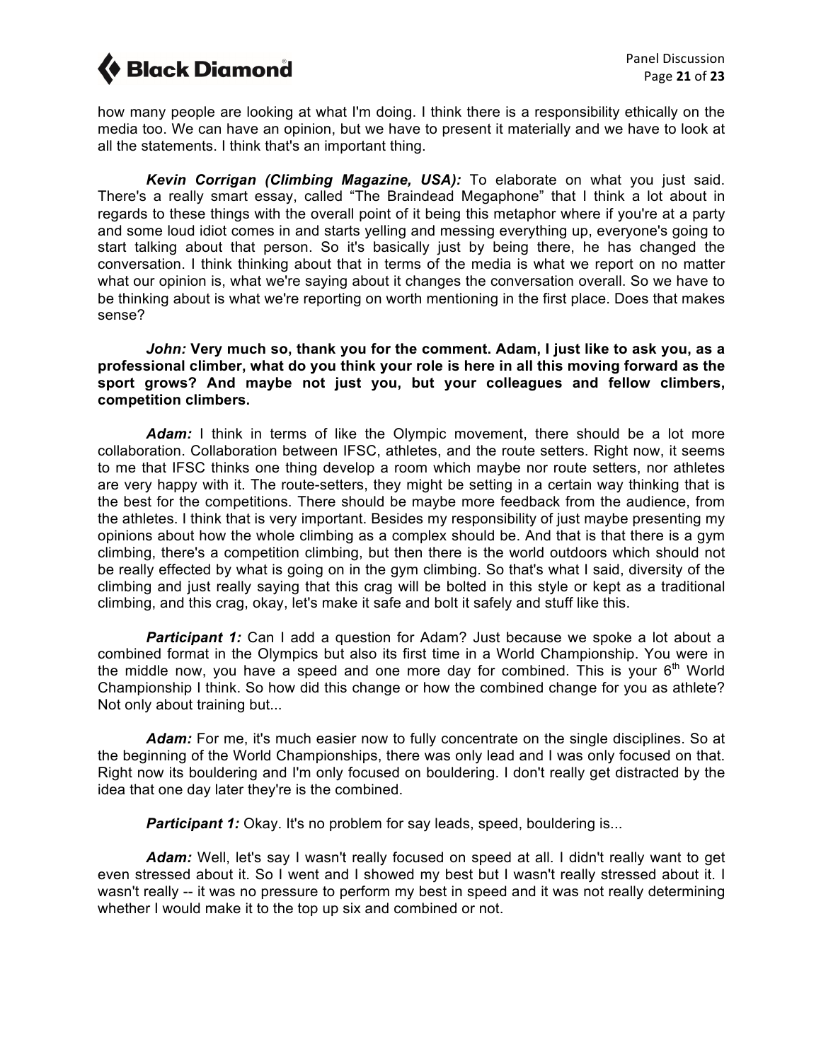how many people are looking at what I'm doing. I think there is a responsibility ethically on the media too. We can have an opinion, but we have to present it materially and we have to look at all the statements. I think that's an important thing.

***Kevin Corrigan (Climbing Magazine, USA):*** To elaborate on what you just said. There's a really smart essay, called "The Braindead Megaphone" that I think a lot about in regards to these things with the overall point of it being this metaphor where if you're at a party and some loud idiot comes in and starts yelling and messing everything up, everyone's going to start talking about that person. So it's basically just by being there, he has changed the conversation. I think thinking about that in terms of the media is what we report on no matter what our opinion is, what we're saying about it changes the conversation overall. So we have to be thinking about is what we're reporting on worth mentioning in the first place. Does that makes sense?

***John:*** **Very much so, thank you for the comment. Adam, I just like to ask you, as a professional climber, what do you think your role is here in all this moving forward as the sport grows? And maybe not just you, but your colleagues and fellow climbers, competition climbers.**

***Adam:*** I think in terms of like the Olympic movement, there should be a lot more collaboration. Collaboration between IFSC, athletes, and the route setters. Right now, it seems to me that IFSC thinks one thing develop a room which maybe nor route setters, nor athletes are very happy with it. The route-setters, they might be setting in a certain way thinking that is the best for the competitions. There should be maybe more feedback from the audience, from the athletes. I think that is very important. Besides my responsibility of just maybe presenting my opinions about how the whole climbing as a complex should be. And that is that there is a gym climbing, there's a competition climbing, but then there is the world outdoors which should not be really effected by what is going on in the gym climbing. So that's what I said, diversity of the climbing and just really saying that this crag will be bolted in this style or kept as a traditional climbing, and this crag, okay, let's make it safe and bolt it safely and stuff like this.

***Participant 1:*** Can I add a question for Adam? Just because we spoke a lot about a combined format in the Olympics but also its first time in a World Championship. You were in the middle now, you have a speed and one more day for combined. This is your 6th World Championship I think. So how did this change or how the combined change for you as athlete? Not only about training but...

***Adam:*** For me, it's much easier now to fully concentrate on the single disciplines. So at the beginning of the World Championships, there was only lead and I was only focused on that. Right now its bouldering and I'm only focused on bouldering. I don't really get distracted by the idea that one day later they're is the combined.

***Participant 1:*** Okay. It's no problem for say leads, speed, bouldering is...

***Adam:*** Well, let's say I wasn't really focused on speed at all. I didn't really want to get even stressed about it. So I went and I showed my best but I wasn't really stressed about it. I wasn't really -- it was no pressure to perform my best in speed and it was not really determining whether I would make it to the top up six and combined or not.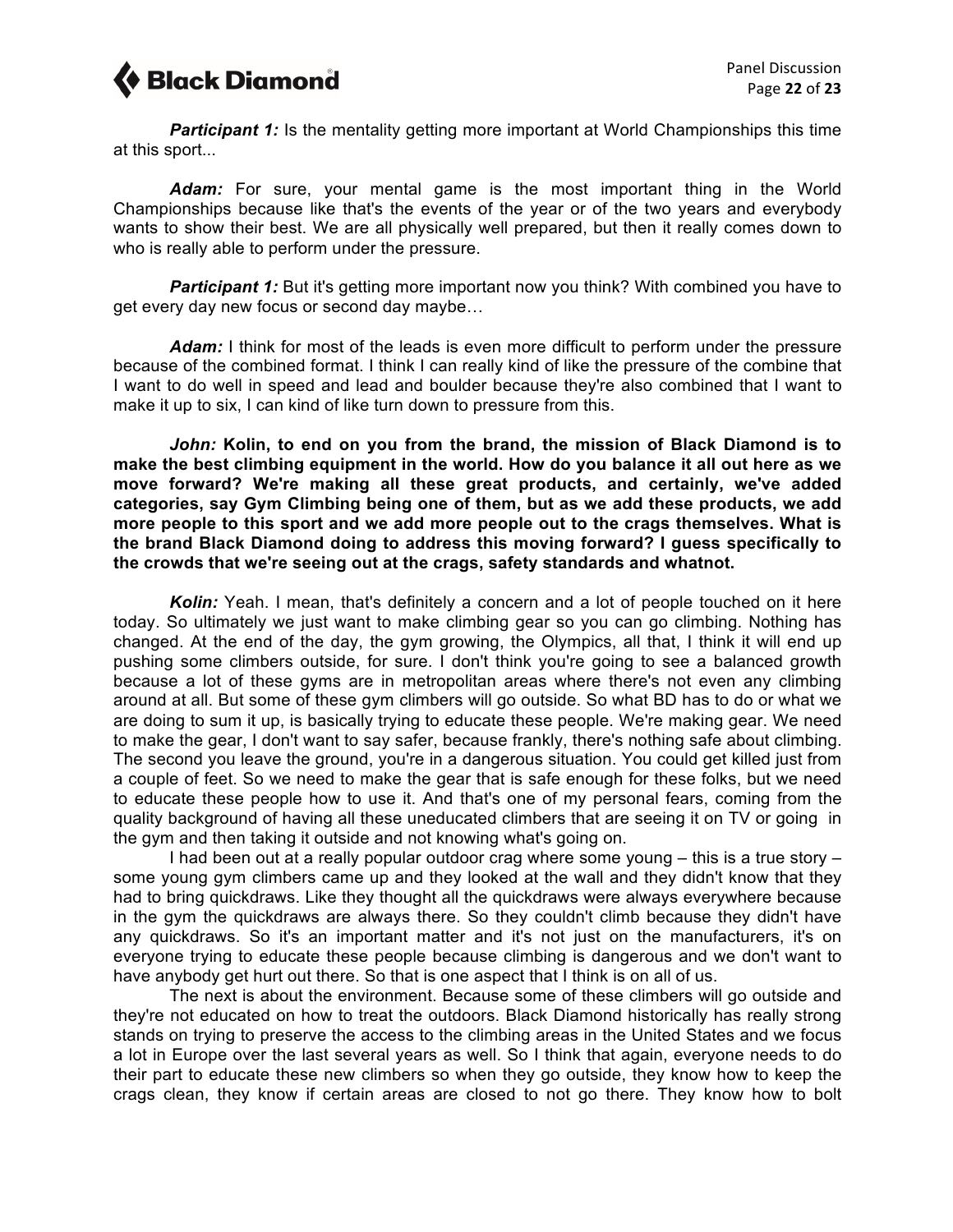***Participant 1:*** Is the mentality getting more important at World Championships this time at this sport...

***Adam:*** For sure, your mental game is the most important thing in the World Championships because like that's the events of the year or of the two years and everybody wants to show their best. We are all physically well prepared, but then it really comes down to who is really able to perform under the pressure.

***Participant 1:*** But it's getting more important now you think? With combined you have to get every day new focus or second day maybe…

***Adam:*** I think for most of the leads is even more difficult to perform under the pressure because of the combined format. I think I can really kind of like the pressure of the combine that I want to do well in speed and lead and boulder because they're also combined that I want to make it up to six, I can kind of like turn down to pressure from this.

***John:*** **Kolin, to end on you from the brand, the mission of Black Diamond is to make the best climbing equipment in the world. How do you balance it all out here as we move forward? We're making all these great products, and certainly, we've added categories, say Gym Climbing being one of them, but as we add these products, we add more people to this sport and we add more people out to the crags themselves. What is the brand Black Diamond doing to address this moving forward? I guess specifically to the crowds that we're seeing out at the crags, safety standards and whatnot.**

***Kolin:*** Yeah. I mean, that's definitely a concern and a lot of people touched on it here today. So ultimately we just want to make climbing gear so you can go climbing. Nothing has changed. At the end of the day, the gym growing, the Olympics, all that, I think it will end up pushing some climbers outside, for sure. I don't think you're going to see a balanced growth because a lot of these gyms are in metropolitan areas where there's not even any climbing around at all. But some of these gym climbers will go outside. So what BD has to do or what we are doing to sum it up, is basically trying to educate these people. We're making gear. We need to make the gear, I don't want to say safer, because frankly, there's nothing safe about climbing. The second you leave the ground, you're in a dangerous situation. You could get killed just from a couple of feet. So we need to make the gear that is safe enough for these folks, but we need to educate these people how to use it. And that's one of my personal fears, coming from the quality background of having all these uneducated climbers that are seeing it on TV or going in the gym and then taking it outside and not knowing what's going on.

I had been out at a really popular outdoor crag where some young – this is a true story – some young gym climbers came up and they looked at the wall and they didn't know that they had to bring quickdraws. Like they thought all the quickdraws were always everywhere because in the gym the quickdraws are always there. So they couldn't climb because they didn't have any quickdraws. So it's an important matter and it's not just on the manufacturers, it's on everyone trying to educate these people because climbing is dangerous and we don't want to have anybody get hurt out there. So that is one aspect that I think is on all of us.

The next is about the environment. Because some of these climbers will go outside and they're not educated on how to treat the outdoors. Black Diamond historically has really strong stands on trying to preserve the access to the climbing areas in the United States and we focus a lot in Europe over the last several years as well. So I think that again, everyone needs to do their part to educate these new climbers so when they go outside, they know how to keep the crags clean, they know if certain areas are closed to not go there. They know how to bolt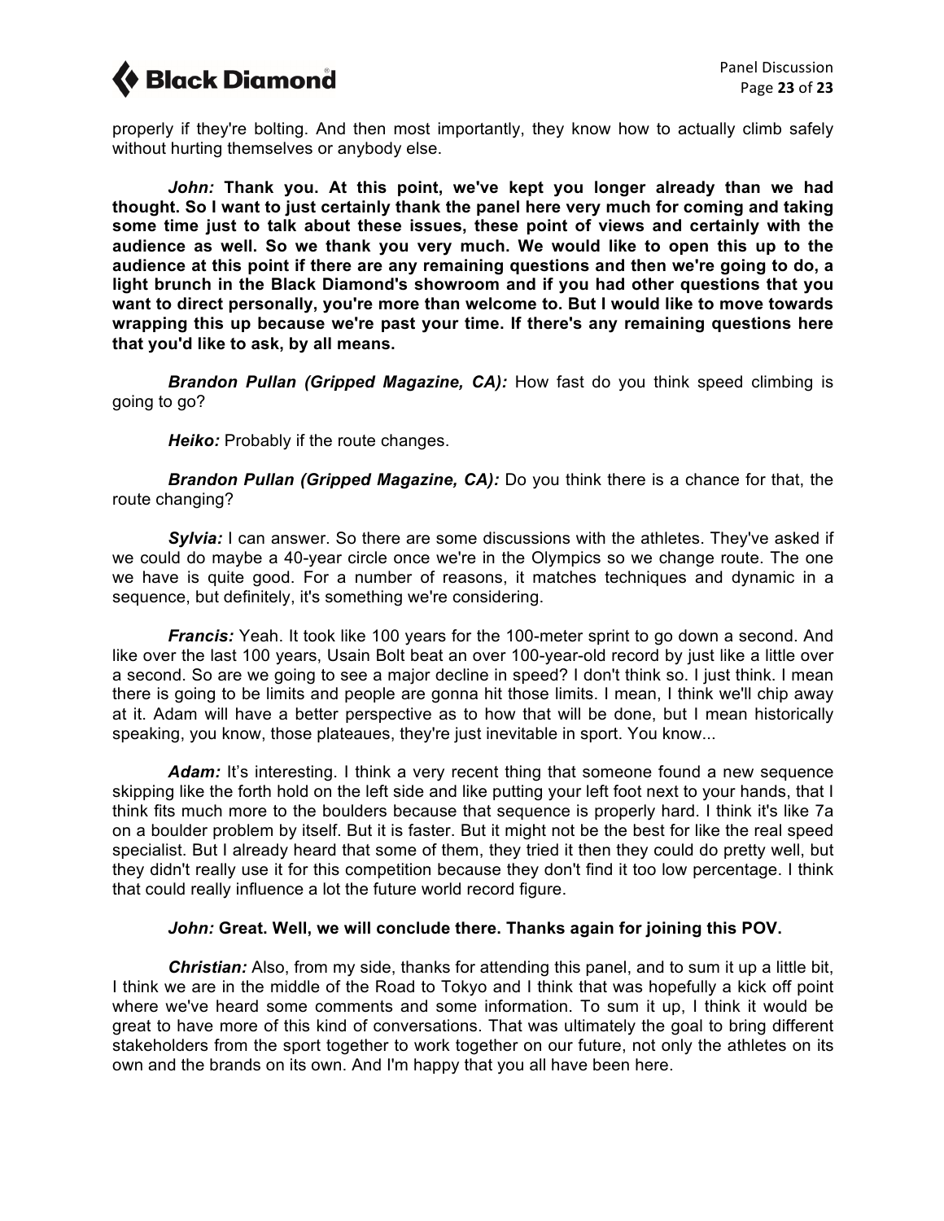properly if they're bolting. And then most importantly, they know how to actually climb safely without hurting themselves or anybody else.

***John:*** **Thank you. At this point, we've kept you longer already than we had thought. So I want to just certainly thank the panel here very much for coming and taking some time just to talk about these issues, these point of views and certainly with the audience as well. So we thank you very much. We would like to open this up to the audience at this point if there are any remaining questions and then we're going to do, a light brunch in the Black Diamond's showroom and if you had other questions that you want to direct personally, you're more than welcome to. But I would like to move towards wrapping this up because we're past your time. If there's any remaining questions here that you'd like to ask, by all means.**

***Brandon Pullan (Gripped Magazine, CA):*** How fast do you think speed climbing is going to go?

***Heiko:*** Probably if the route changes.

***Brandon Pullan (Gripped Magazine, CA):*** Do you think there is a chance for that, the route changing?

***Sylvia:*** I can answer. So there are some discussions with the athletes. They've asked if we could do maybe a 40-year circle once we're in the Olympics so we change route. The one we have is quite good. For a number of reasons, it matches techniques and dynamic in a sequence, but definitely, it's something we're considering.

***Francis:*** Yeah. It took like 100 years for the 100-meter sprint to go down a second. And like over the last 100 years, Usain Bolt beat an over 100-year-old record by just like a little over a second. So are we going to see a major decline in speed? I don't think so. I just think. I mean there is going to be limits and people are gonna hit those limits. I mean, I think we'll chip away at it. Adam will have a better perspective as to how that will be done, but I mean historically speaking, you know, those plateaues, they're just inevitable in sport. You know...

***Adam:*** It's interesting. I think a very recent thing that someone found a new sequence skipping like the forth hold on the left side and like putting your left foot next to your hands, that I think fits much more to the boulders because that sequence is properly hard. I think it's like 7a on a boulder problem by itself. But it is faster. But it might not be the best for like the real speed specialist. But I already heard that some of them, they tried it then they could do pretty well, but they didn't really use it for this competition because they don't find it too low percentage. I think that could really influence a lot the future world record figure.

***John:*** **Great. Well, we will conclude there. Thanks again for joining this POV.**

***Christian:*** Also, from my side, thanks for attending this panel, and to sum it up a little bit, I think we are in the middle of the Road to Tokyo and I think that was hopefully a kick off point where we've heard some comments and some information. To sum it up, I think it would be great to have more of this kind of conversations. That was ultimately the goal to bring different stakeholders from the sport together to work together on our future, not only the athletes on its own and the brands on its own. And I'm happy that you all have been here.